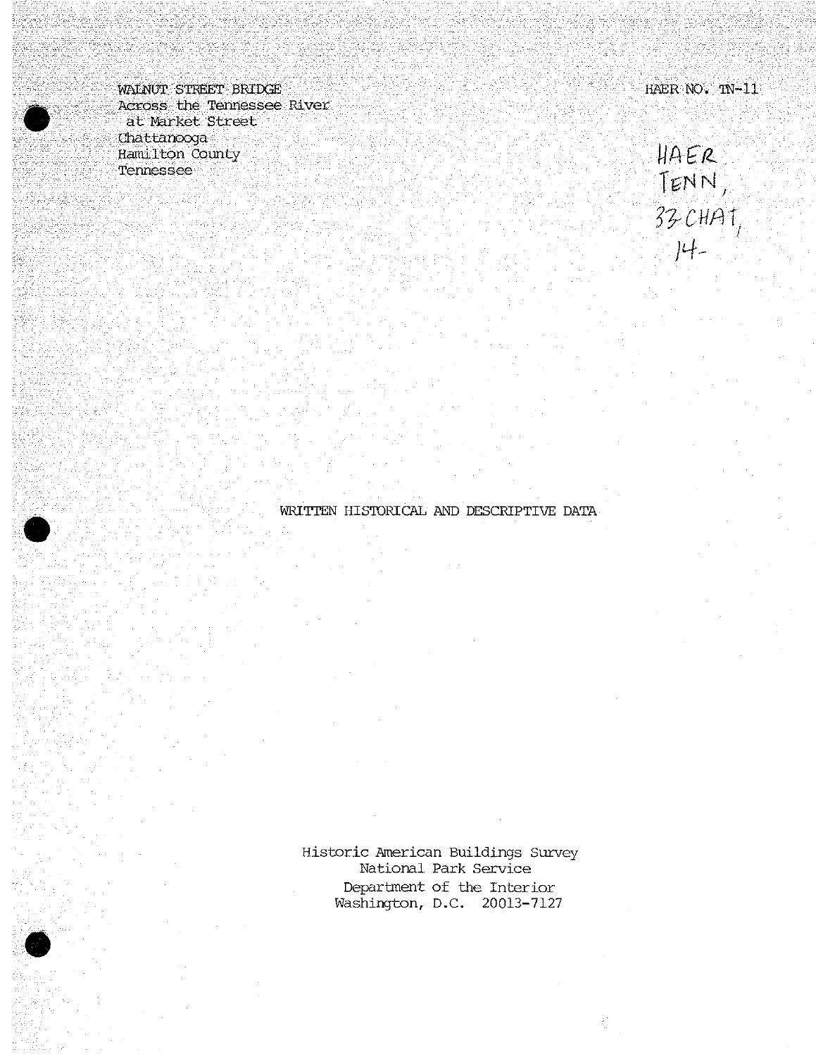WALNUT STREET BRIDGE
Across the Tennessee River
at Market Street
Chattanooga
Hamilton County
Tennessee

HAER NO. TN-11

HAER
TENN,
33-CHAT,
14-

## WRITTEN HISTORICAL AND DESCRIPTIVE DATA

Historic American Buildings Survey
National Park Service
Department of the Interior
Washington, D.C. 20013-7127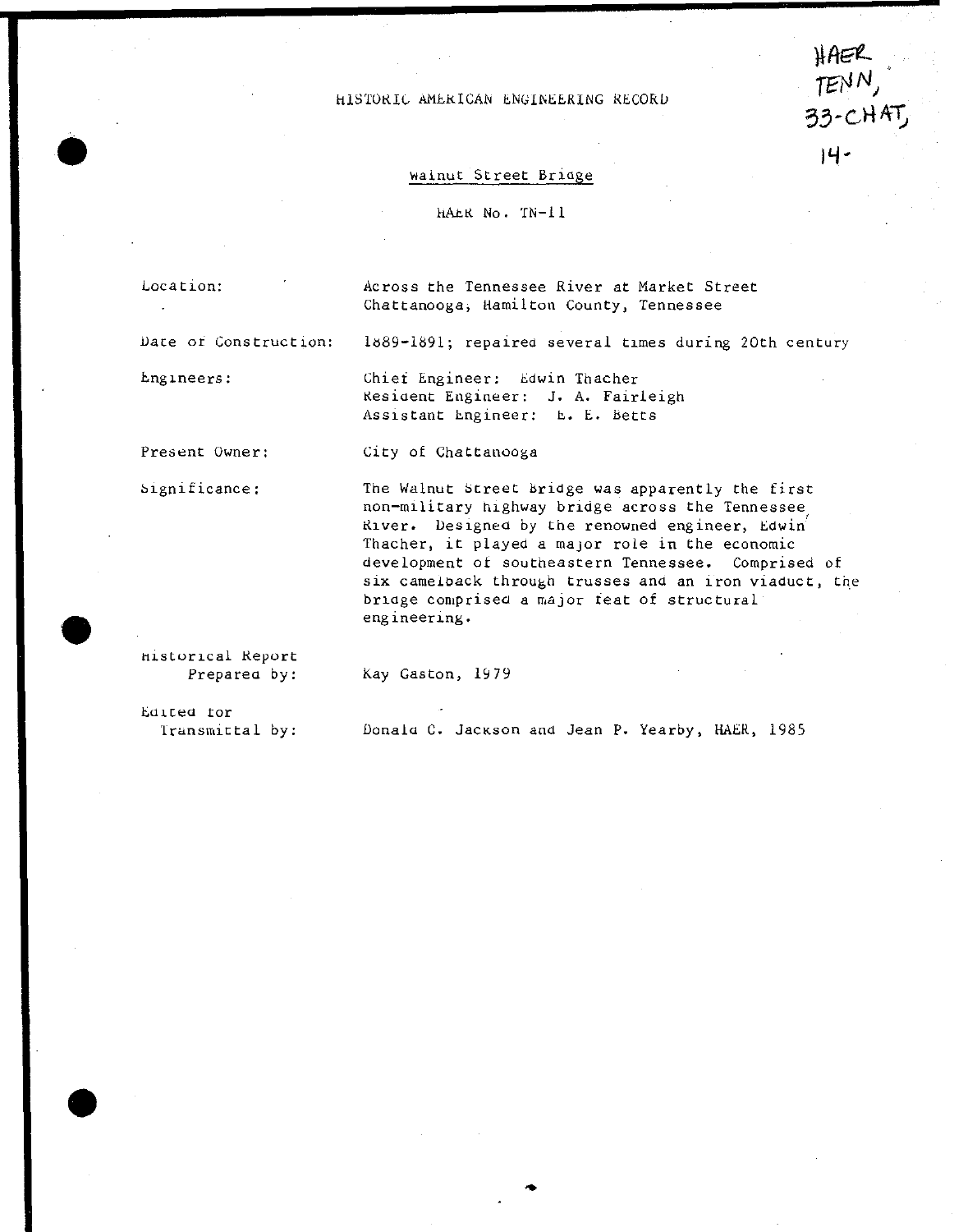HAER
TENN,
33-CHAT,
14-

HISTORIC AMERICAN ENGINEERING RECORD

## Walnut Street Bridge

HAER No. TN-11

| | |
|---|---|
| Location: | Across the Tennessee River at Market Street<br>Chattanooga, Hamilton County, Tennessee |
| Date of Construction: | 1889-1891; repaired several times during 20th century |
| Engineers: | Chief Engineer: Edwin Thacher<br>Resident Engineer: J. A. Fairleigh<br>Assistant Engineer: E. E. Betts |
| Present Owner: | City of Chattanooga |
| Significance: | The Walnut Street Bridge was apparently the first non-military highway bridge across the Tennessee River. Designed by the renowned engineer, Edwin Thacher, it played a major role in the economic development of southeastern Tennessee. Comprised of six camelback through trusses and an iron viaduct, the bridge comprised a major feat of structural engineering. |
| Historical Report Prepared by: | Kay Gaston, 1979 |
| Edited for Transmittal by: | Donald C. Jackson and Jean P. Yearby, HAER, 1985 |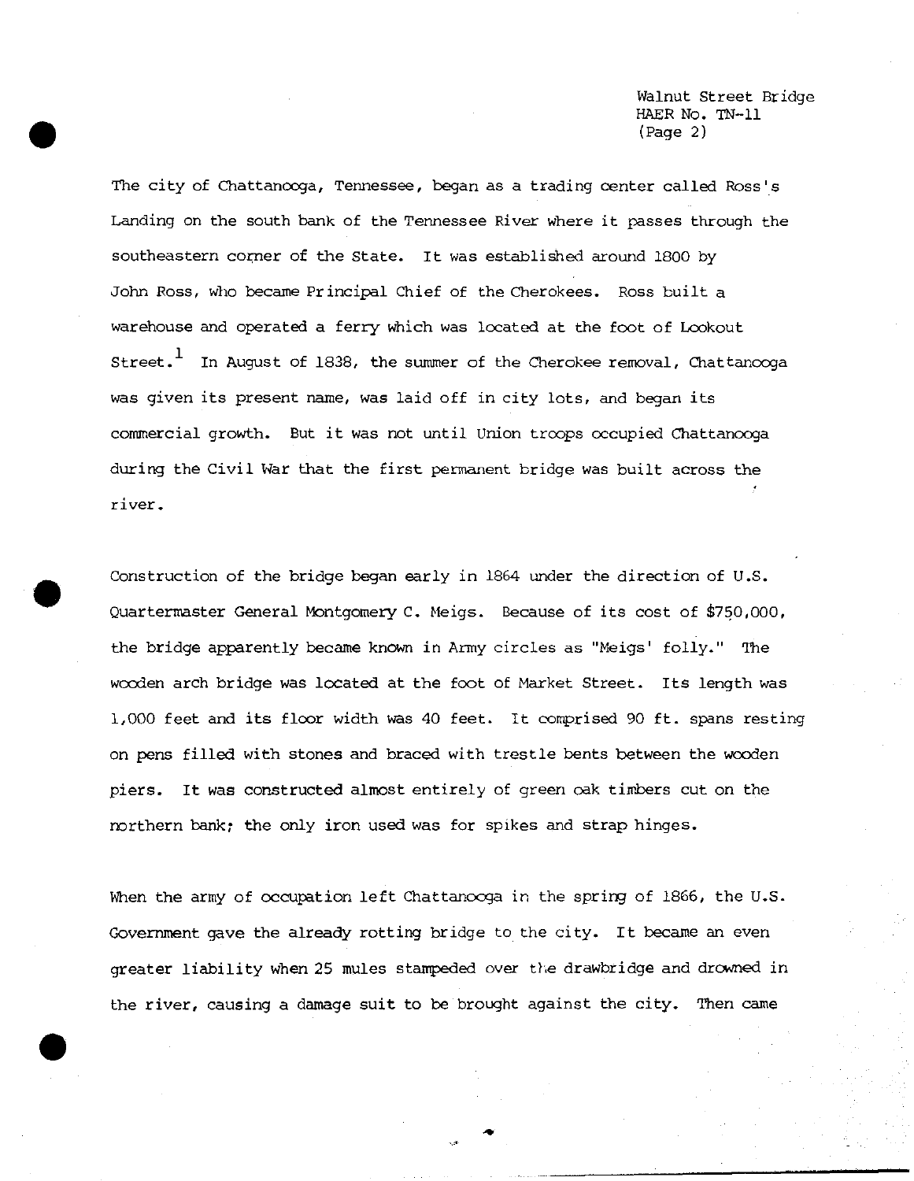The city of Chattanooga, Tennessee, began as a trading center called Ross's Landing on the south bank of the Tennessee River where it passes through the southeastern corner of the State. It was established around 1800 by John Ross, who became Principal Chief of the Cherokees. Ross built a warehouse and operated a ferry which was located at the foot of Lookout Street.[1] In August of 1838, the summer of the Cherokee removal, Chattanooga was given its present name, was laid off in city lots, and began its commercial growth. But it was not until Union troops occupied Chattanooga during the Civil War that the first permanent bridge was built across the river.

Construction of the bridge began early in 1864 under the direction of U.S. Quartermaster General Montgomery C. Meigs. Because of its cost of $750,000, the bridge apparently became known in Army circles as "Meigs' folly." The wooden arch bridge was located at the foot of Market Street. Its length was 1,000 feet and its floor width was 40 feet. It comprised 90 ft. spans resting on pens filled with stones and braced with trestle bents between the wooden piers. It was constructed almost entirely of green oak timbers cut on the northern bank; the only iron used was for spikes and strap hinges.

When the army of occupation left Chattanooga in the spring of 1866, the U.S. Government gave the already rotting bridge to the city. It became an even greater liability when 25 mules stampeded over the drawbridge and drowned in the river, causing a damage suit to be brought against the city. Then came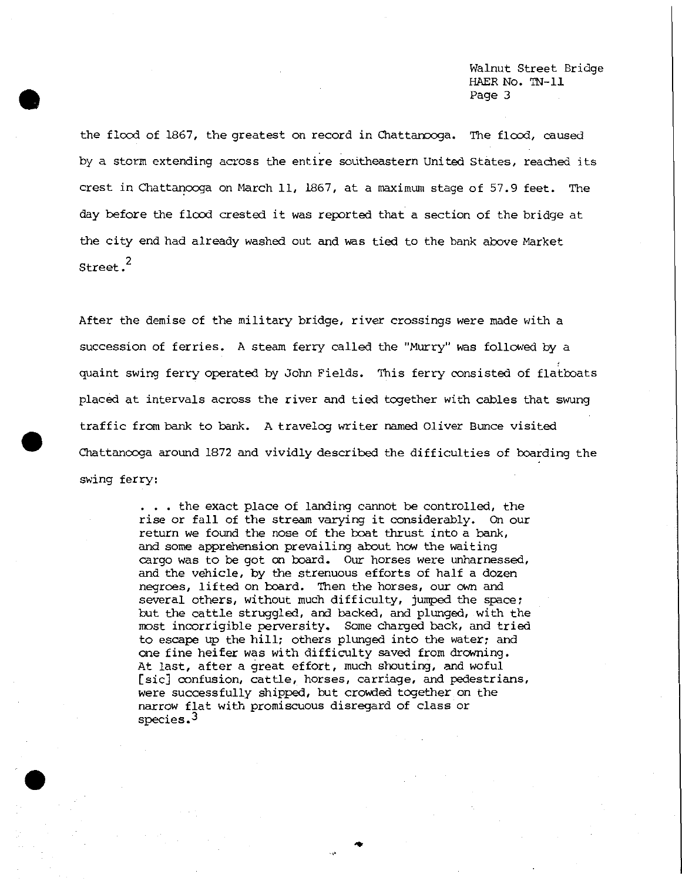the flood of 1867, the greatest on record in Chattanooga. The flood, caused by a storm extending across the entire southeastern United States, reached its crest in Chattanooga on March 11, 1867, at a maximum stage of 57.9 feet. The day before the flood crested it was reported that a section of the bridge at the city end had already washed out and was tied to the bank above Market Street.[2]

After the demise of the military bridge, river crossings were made with a succession of ferries. A steam ferry called the "Murry" was followed by a quaint swing ferry operated by John Fields. This ferry consisted of flatboats placed at intervals across the river and tied together with cables that swung traffic from bank to bank. A travelog writer named Oliver Bunce visited Chattanooga around 1872 and vividly described the difficulties of boarding the swing ferry:

> . . . the exact place of landing cannot be controlled, the rise or fall of the stream varying it considerably. On our return we found the nose of the boat thrust into a bank, and some apprehension prevailing about how the waiting cargo was to be got on board. Our horses were unharnessed, and the vehicle, by the strenuous efforts of half a dozen negroes, lifted on board. Then the horses, our own and several others, without much difficulty, jumped the space; but the cattle struggled, and backed, and plunged, with the most incorrigible perversity. Some charged back, and tried to escape up the hill; others plunged into the water; and one fine heifer was with difficulty saved from drowning. At last, after a great effort, much shouting, and woful [sic] confusion, cattle, horses, carriage, and pedestrians, were successfully shipped, but crowded together on the narrow flat with promiscuous disregard of class or species.[3]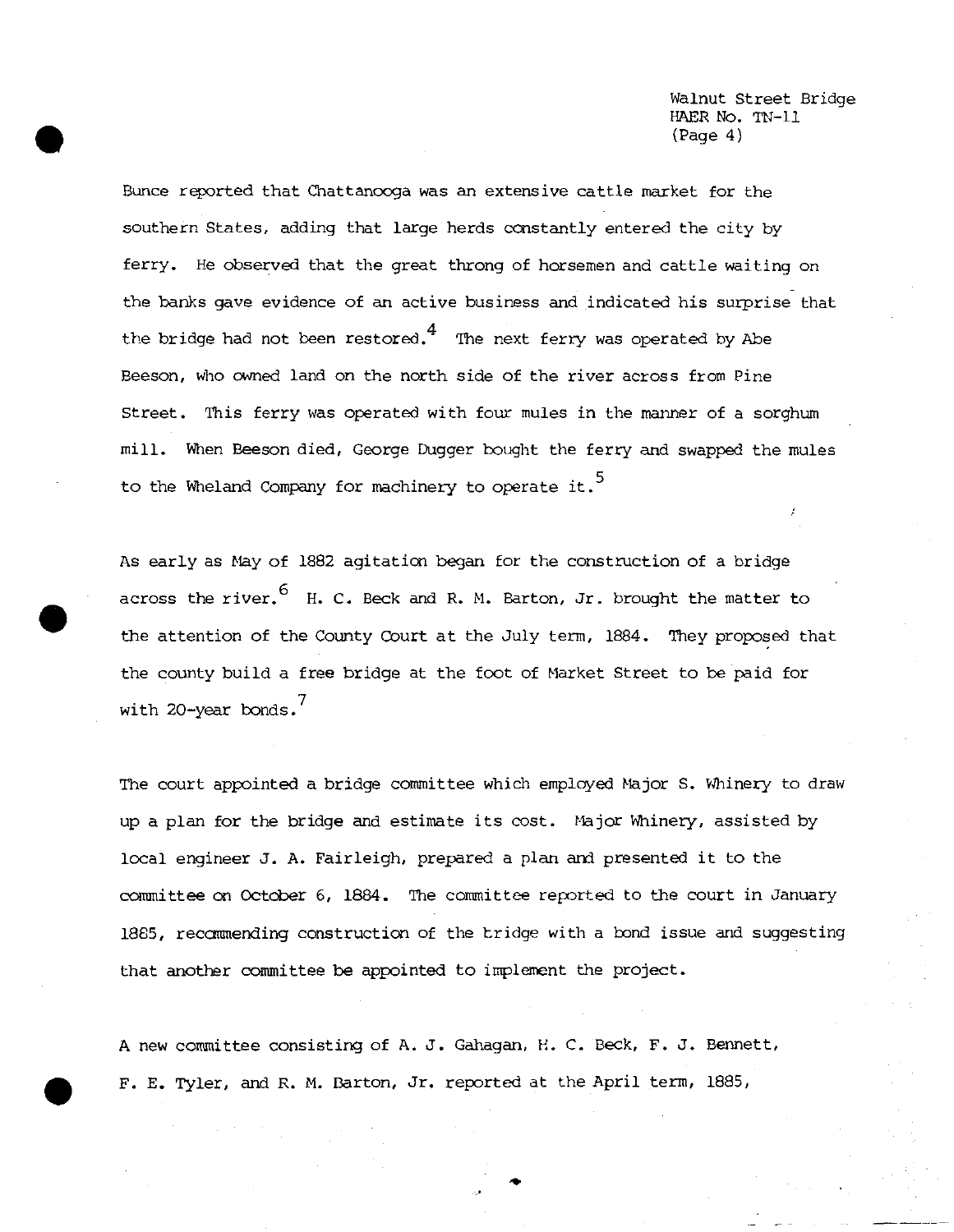Bunce reported that Chattanooga was an extensive cattle market for the southern States, adding that large herds constantly entered the city by ferry. He observed that the great throng of horsemen and cattle waiting on the banks gave evidence of an active business and indicated his surprise that the bridge had not been restored.[4] The next ferry was operated by Abe Beeson, who owned land on the north side of the river across from Pine Street. This ferry was operated with four mules in the manner of a sorghum mill. When Beeson died, George Dugger bought the ferry and swapped the mules to the Wheland Company for machinery to operate it.[5]

As early as May of 1882 agitation began for the construction of a bridge across the river.[6] H. C. Beck and R. M. Barton, Jr. brought the matter to the attention of the County Court at the July term, 1884. They proposed that the county build a free bridge at the foot of Market Street to be paid for with 20-year bonds.[7]

The court appointed a bridge committee which employed Major S. Whinery to draw up a plan for the bridge and estimate its cost. Major Whinery, assisted by local engineer J. A. Fairleigh, prepared a plan and presented it to the committee on October 6, 1884. The committee reported to the court in January 1885, recommending construction of the bridge with a bond issue and suggesting that another committee be appointed to implement the project.

A new committee consisting of A. J. Gahagan, H. C. Beck, F. J. Bennett, F. E. Tyler, and R. M. Barton, Jr. reported at the April term, 1885,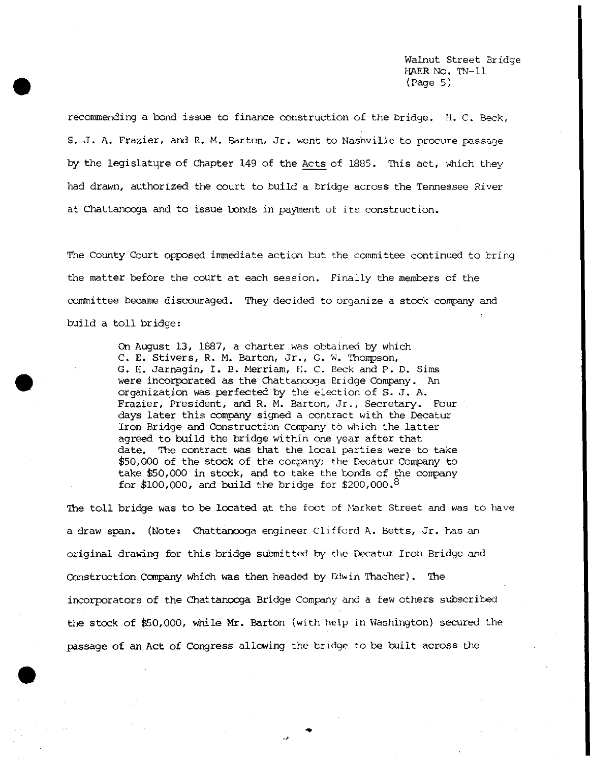recommending a bond issue to finance construction of the bridge. H. C. Beck, S. J. A. Frazier, and R. M. Barton, Jr. went to Nashville to procure passage by the legislature of Chapter 149 of the Acts of 1885. This act, which they had drawn, authorized the court to build a bridge across the Tennessee River at Chattanooga and to issue bonds in payment of its construction.

The County Court opposed immediate action but the committee continued to bring the matter before the court at each session. Finally the members of the committee became discouraged. They decided to organize a stock company and build a toll bridge:

> On August 13, 1887, a charter was obtained by which C. E. Stivers, R. M. Barton, Jr., G. W. Thompson, G. H. Jarnagin, I. B. Merriam, H. C. Beck and P. D. Sims were incorporated as the Chattanooga Bridge Company. An organization was perfected by the election of S. J. A. Frazier, President, and R. M. Barton, Jr., Secretary. Four days later this company signed a contract with the Decatur Iron Bridge and Construction Company to which the latter agreed to build the bridge within one year after that date. The contract was that the local parties were to take $50,000 of the stock of the company; the Decatur Company to take $50,000 in stock, and to take the bonds of the company for $100,000, and build the bridge for $200,000.[8]

The toll bridge was to be located at the foot of Market Street and was to have a draw span. (Note: Chattanooga engineer Clifford A. Betts, Jr. has an original drawing for this bridge submitted by the Decatur Iron Bridge and Construction Company which was then headed by Edwin Thacher). The incorporators of the Chattanooga Bridge Company and a few others subscribed the stock of $50,000, while Mr. Barton (with help in Washington) secured the passage of an Act of Congress allowing the bridge to be built across the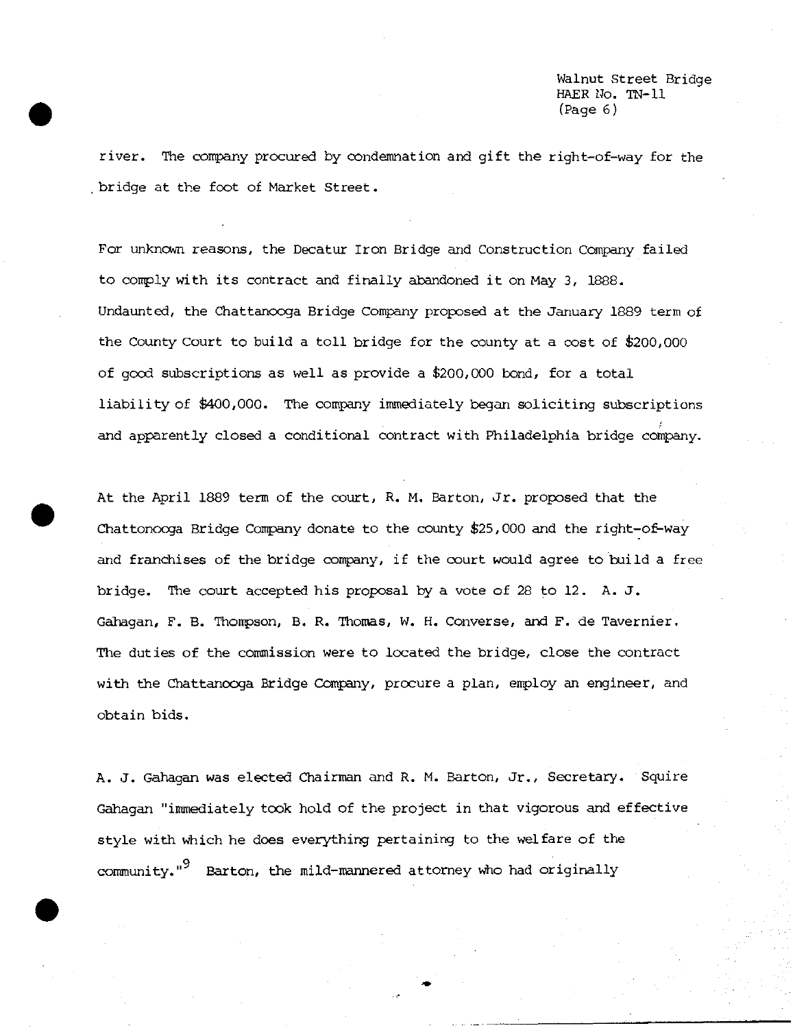river. The company procured by condemnation and gift the right-of-way for the bridge at the foot of Market Street.

For unknown reasons, the Decatur Iron Bridge and Construction Company failed to comply with its contract and finally abandoned it on May 3, 1888. Undaunted, the Chattanooga Bridge Company proposed at the January 1889 term of the County Court to build a toll bridge for the county at a cost of $200,000 of good subscriptions as well as provide a $200,000 bond, for a total liability of $400,000. The company immediately began soliciting subscriptions and apparently closed a conditional contract with Philadelphia bridge company.

At the April 1889 term of the court, R. M. Barton, Jr. proposed that the Chattonooga Bridge Company donate to the county $25,000 and the right-of-way and franchises of the bridge company, if the court would agree to build a free bridge. The court accepted his proposal by a vote of 28 to 12. A. J. Gahagan, F. B. Thompson, B. R. Thomas, W. H. Converse, and F. de Tavernier. The duties of the commission were to located the bridge, close the contract with the Chattanooga Bridge Company, procure a plan, employ an engineer, and obtain bids.

A. J. Gahagan was elected Chairman and R. M. Barton, Jr., Secretary. Squire Gahagan "immediately took hold of the project in that vigorous and effective style with which he does everything pertaining to the welfare of the community."[9] Barton, the mild-mannered attorney who had originally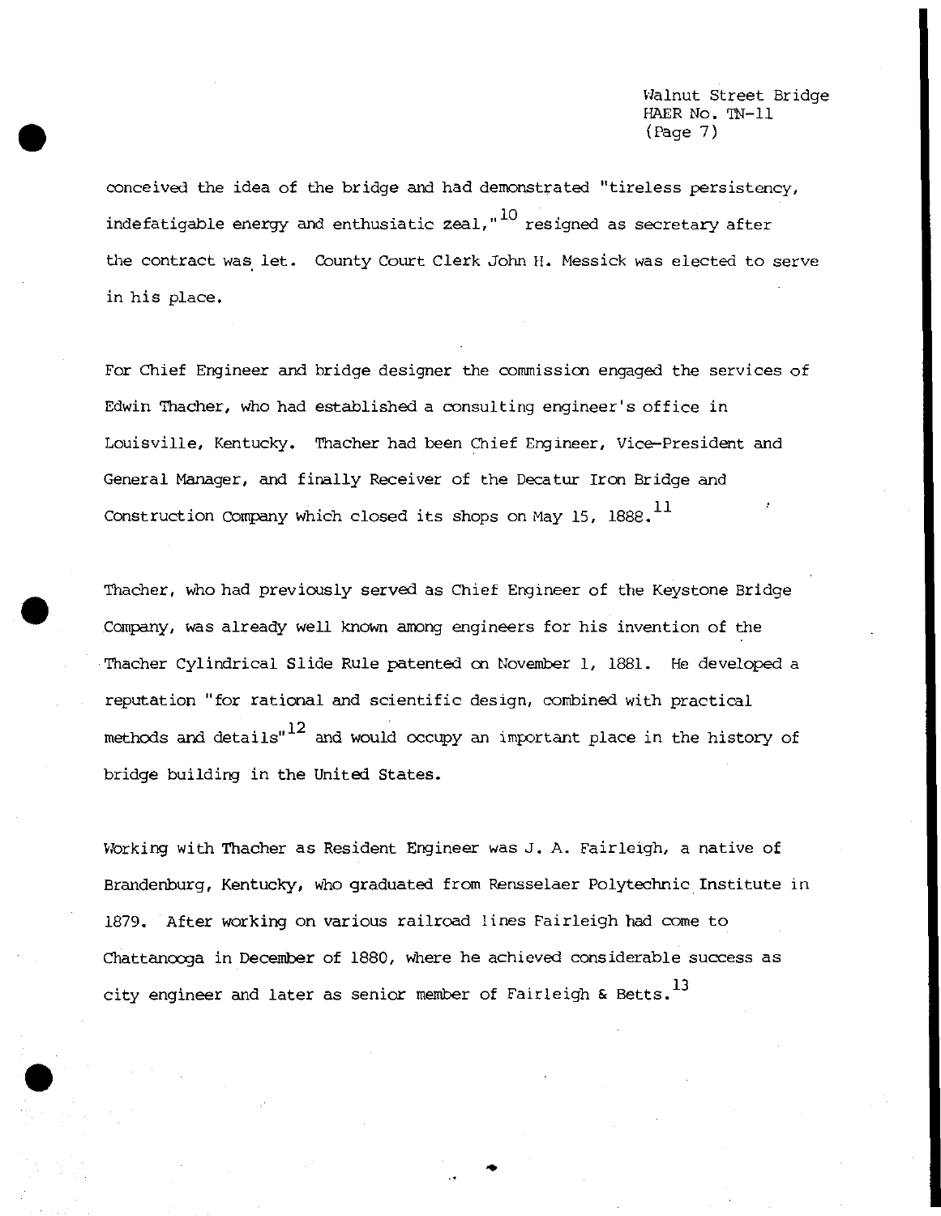conceived the idea of the bridge and had demonstrated "tireless persistency, indefatigable energy and enthusiatic zeal,"[10] resigned as secretary after the contract was let. County Court Clerk John H. Messick was elected to serve in his place.

For Chief Engineer and bridge designer the commission engaged the services of Edwin Thacher, who had established a consulting engineer's office in Louisville, Kentucky. Thacher had been Chief Engineer, Vice-President and General Manager, and finally Receiver of the Decatur Iron Bridge and Construction Company which closed its shops on May 15, 1888.[11]

Thacher, who had previously served as Chief Engineer of the Keystone Bridge Company, was already well known among engineers for his invention of the Thacher Cylindrical Slide Rule patented on November 1, 1881. He developed a reputation "for rational and scientific design, combined with practical methods and details"[12] and would occupy an important place in the history of bridge building in the United States.

Working with Thacher as Resident Engineer was J. A. Fairleigh, a native of Brandenburg, Kentucky, who graduated from Rensselaer Polytechnic Institute in 1879. After working on various railroad lines Fairleigh had come to Chattanooga in December of 1880, where he achieved considerable success as city engineer and later as senior member of Fairleigh & Betts.[13]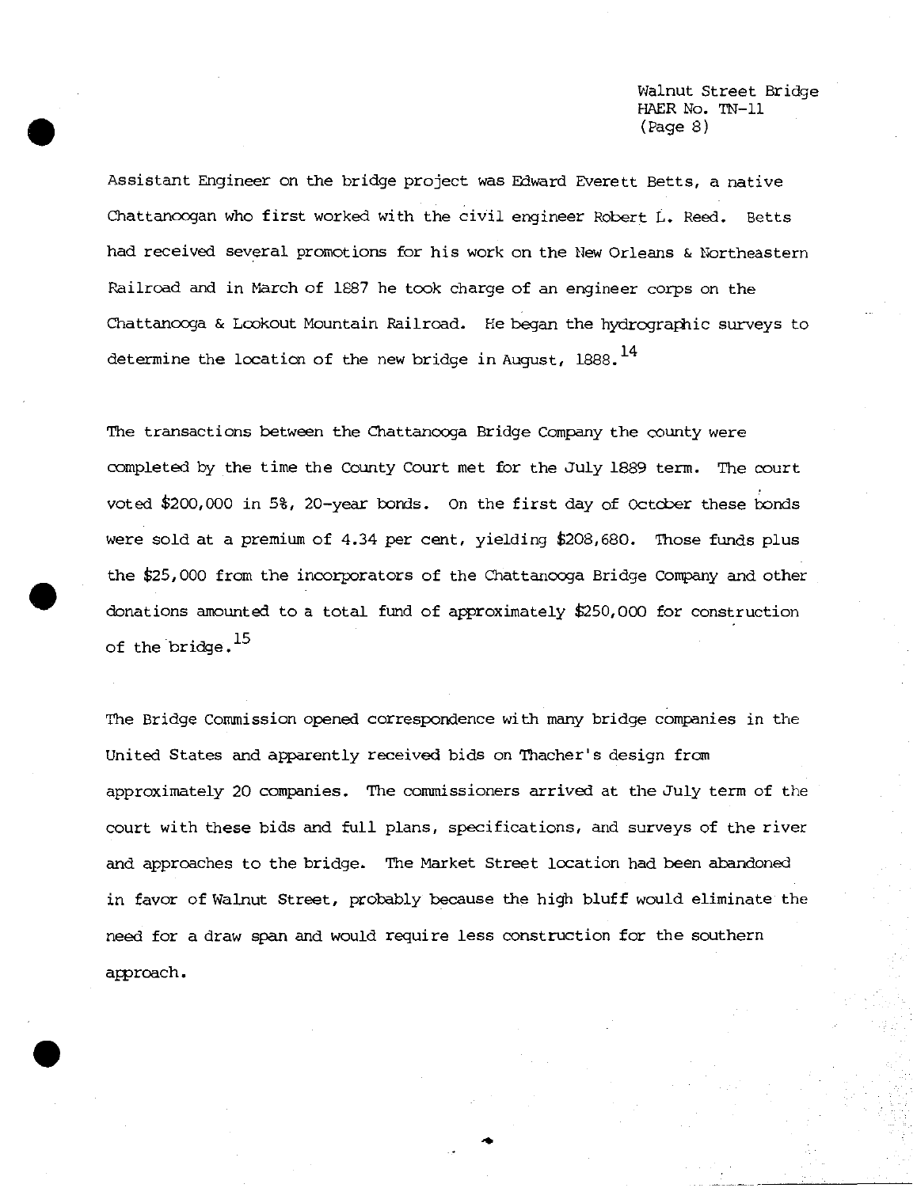Assistant Engineer on the bridge project was Edward Everett Betts, a native Chattanoogan who first worked with the civil engineer Robert L. Reed. Betts had received several promotions for his work on the New Orleans & Northeastern Railroad and in March of 1887 he took charge of an engineer corps on the Chattanooga & Lookout Mountain Railroad. He began the hydrographic surveys to determine the location of the new bridge in August, 1888.[14]

The transactions between the Chattanooga Bridge Company the county were completed by the time the County Court met for the July 1889 term. The court voted $200,000 in 5%, 20-year bonds. On the first day of October these bonds were sold at a premium of 4.34 per cent, yielding $208,680. Those funds plus the $25,000 from the incorporators of the Chattanooga Bridge Company and other donations amounted to a total fund of approximately $250,000 for construction of the bridge.[15]

The Bridge Commission opened correspondence with many bridge companies in the United States and apparently received bids on Thacher's design from approximately 20 companies. The commissioners arrived at the July term of the court with these bids and full plans, specifications, and surveys of the river and approaches to the bridge. The Market Street location had been abandoned in favor of Walnut Street, probably because the high bluff would eliminate the need for a draw span and would require less construction for the southern approach.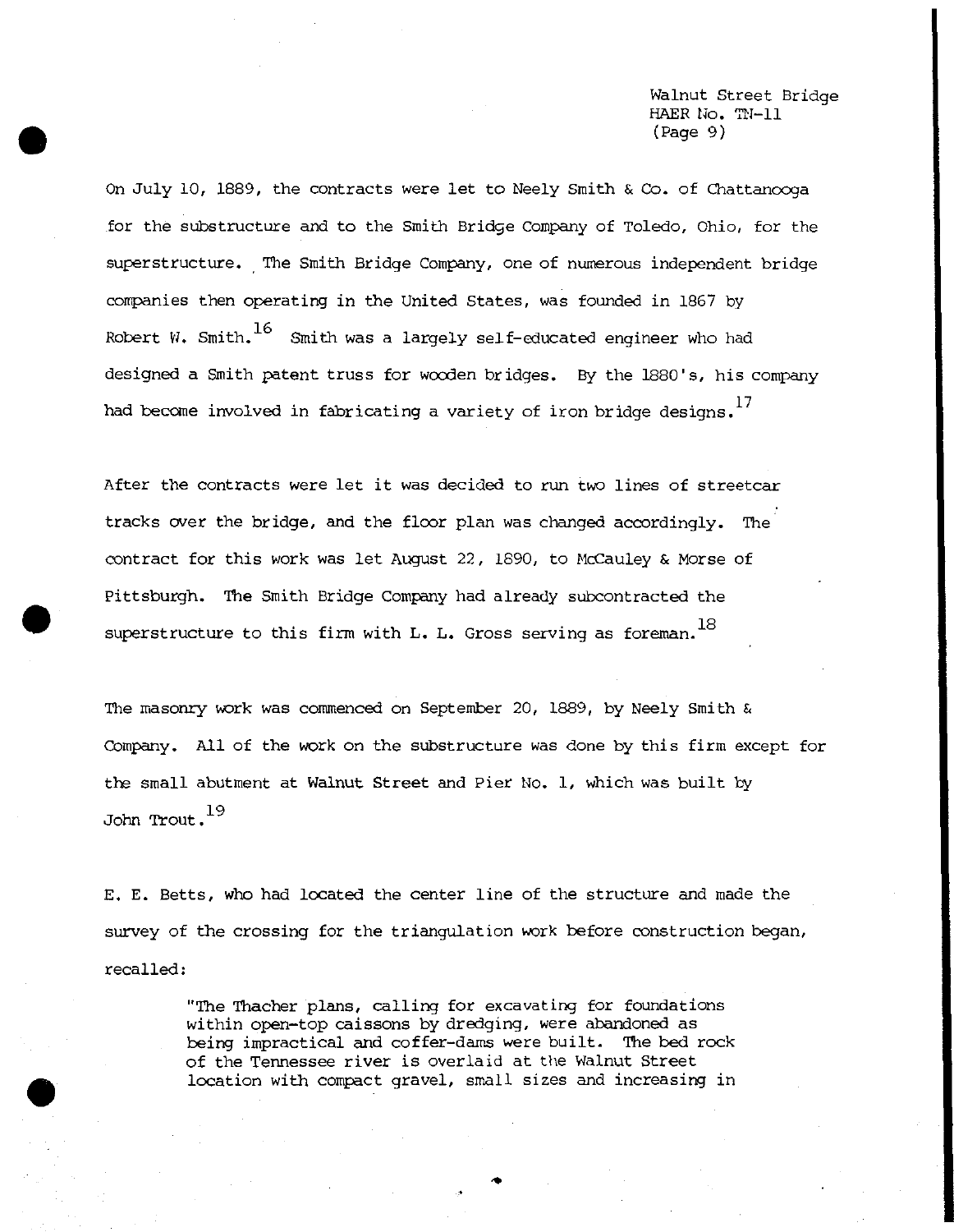On July 10, 1889, the contracts were let to Neely Smith & Co. of Chattanooga for the substructure and to the Smith Bridge Company of Toledo, Ohio, for the superstructure. The Smith Bridge Company, one of numerous independent bridge companies then operating in the United States, was founded in 1867 by Robert W. Smith.[16] Smith was a largely self-educated engineer who had designed a Smith patent truss for wooden bridges. By the 1880's, his company had become involved in fabricating a variety of iron bridge designs.[17]

After the contracts were let it was decided to run two lines of streetcar tracks over the bridge, and the floor plan was changed accordingly. The contract for this work was let August 22, 1890, to McCauley & Morse of Pittsburgh. The Smith Bridge Company had already subcontracted the superstructure to this firm with L. L. Gross serving as foreman.[18]

The masonry work was commenced on September 20, 1889, by Neely Smith & Company. All of the work on the substructure was done by this firm except for the small abutment at Walnut Street and Pier No. 1, which was built by John Trout.[19]

E. E. Betts, who had located the center line of the structure and made the survey of the crossing for the triangulation work before construction began, recalled:

> "The Thacher plans, calling for excavating for foundations within open-top caissons by dredging, were abandoned as being impractical and coffer-dams were built. The bed rock of the Tennessee river is overlaid at the Walnut Street location with compact gravel, small sizes and increasing in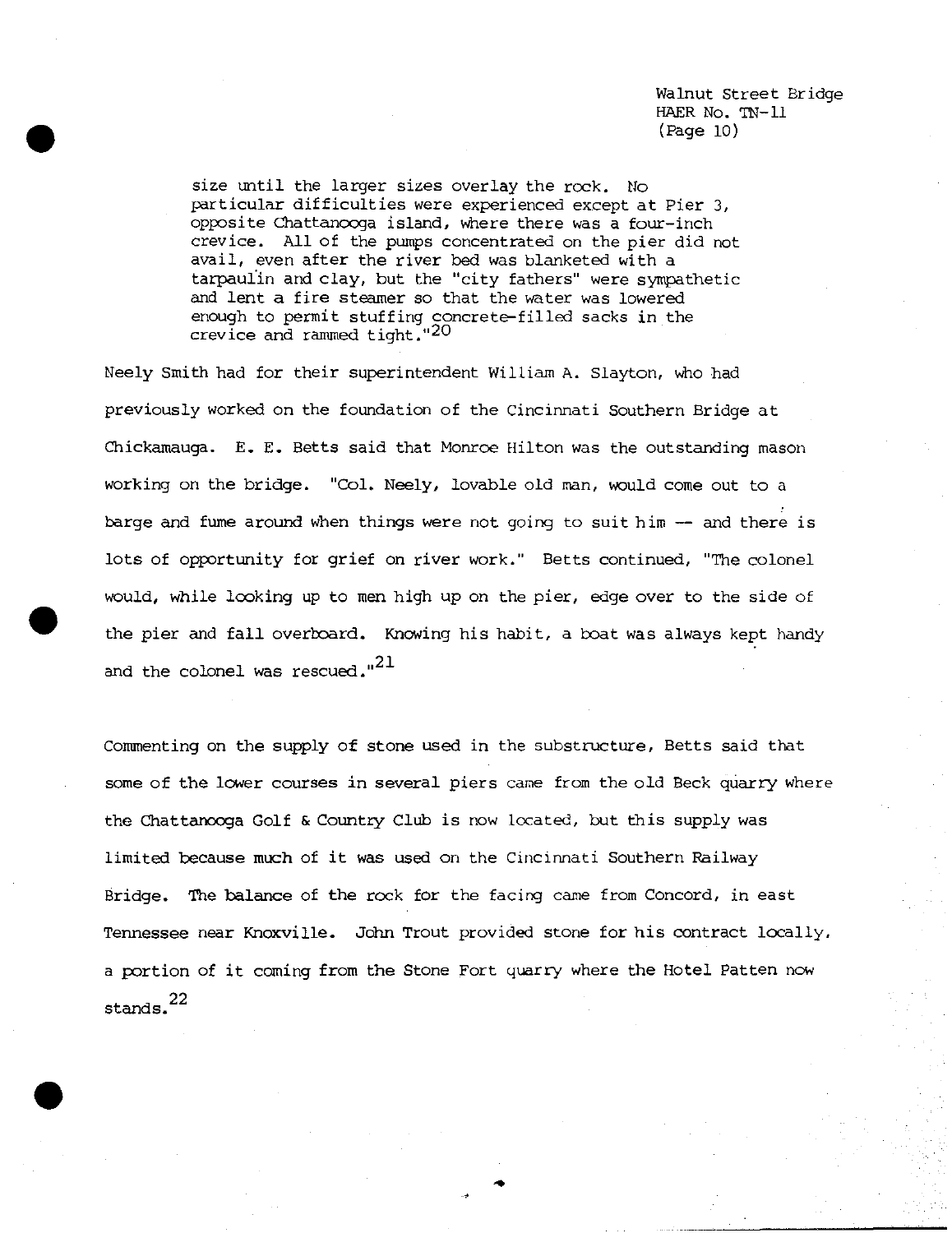size until the larger sizes overlay the rock. No particular difficulties were experienced except at Pier 3, opposite Chattanooga island, where there was a four-inch crevice. All of the pumps concentrated on the pier did not avail, even after the river bed was blanketed with a tarpaulin and clay, but the "city fathers" were sympathetic and lent a fire steamer so that the water was lowered enough to permit stuffing concrete-filled sacks in the crevice and rammed tight."[20]

Neely Smith had for their superintendent William A. Slayton, who had previously worked on the foundation of the Cincinnati Southern Bridge at Chickamauga. E. E. Betts said that Monroe Hilton was the outstanding mason working on the bridge. "Col. Neely, lovable old man, would come out to a barge and fume around when things were not going to suit him -- and there is lots of opportunity for grief on river work." Betts continued, "The colonel would, while looking up to men high up on the pier, edge over to the side of the pier and fall overboard. Knowing his habit, a boat was always kept handy and the colonel was rescued."[21]

Commenting on the supply of stone used in the substructure, Betts said that some of the lower courses in several piers came from the old Beck quarry where the Chattanooga Golf & Country Club is now located, but this supply was limited because much of it was used on the Cincinnati Southern Railway Bridge. The balance of the rock for the facing came from Concord, in east Tennessee near Knoxville. John Trout provided stone for his contract locally, a portion of it coming from the Stone Fort quarry where the Hotel Patten now stands.[22]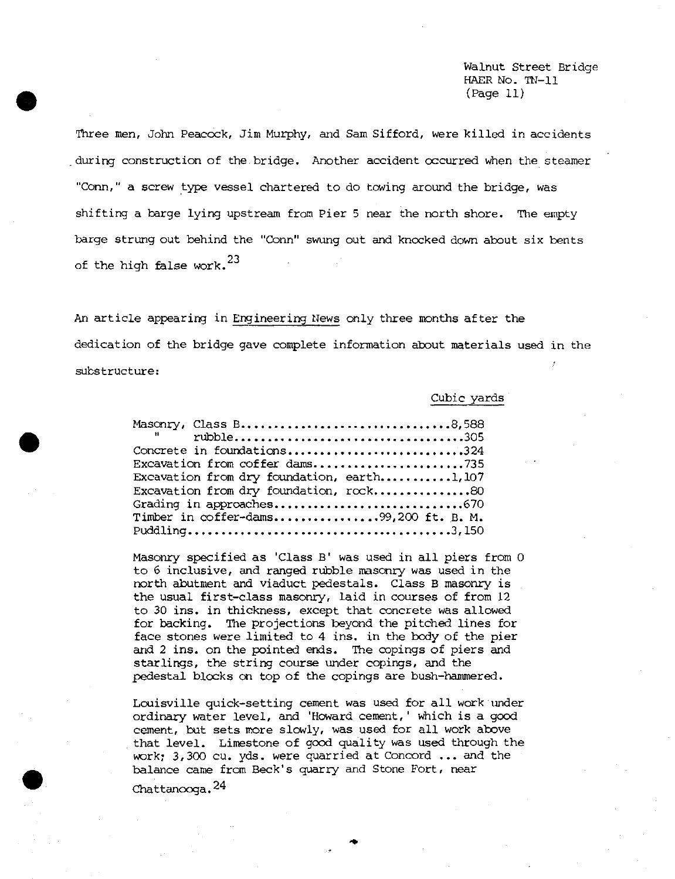Three men, John Peacock, Jim Murphy, and Sam Sifford, were killed in accidents during construction of the bridge. Another accident occurred when the steamer "Conn," a screw type vessel chartered to do towing around the bridge, was shifting a barge lying upstream from Pier 5 near the north shore. The empty barge strung out behind the "Conn" swung out and knocked down about six bents of the high false work.[23]

An article appearing in Engineering News only three months after the dedication of the bridge gave complete information about materials used in the substructure:

| | Cubic yards |
|---|---|
| Masonry, Class B | 8,588 |
| " rubble | 305 |
| Concrete in foundations | 324 |
| Excavation from coffer dams | 735 |
| Excavation from dry foundation, earth | 1,107 |
| Excavation from dry foundation, rock | 80 |
| Grading in approaches | 670 |
| Timber in coffer-dams | 99,200 ft. B. M. |
| Puddling | 3,150 |

> Masonry specified as 'Class B' was used in all piers from 0 to 6 inclusive, and ranged rubble masonry was used in the north abutment and viaduct pedestals. Class B masonry is the usual first-class masonry, laid in courses of from 12 to 30 ins. in thickness, except that concrete was allowed for backing. The projections beyond the pitched lines for face stones were limited to 4 ins. in the body of the pier and 2 ins. on the pointed ends. The copings of piers and starlings, the string course under copings, and the pedestal blocks on top of the copings are bush-hammered.
>
> Louisville quick-setting cement was used for all work under ordinary water level, and 'Howard cement,' which is a good cement, but sets more slowly, was used for all work above that level. Limestone of good quality was used through the work; 3,300 cu. yds. were quarried at Concord ... and the balance came from Beck's quarry and Stone Fort, near Chattanooga.[24]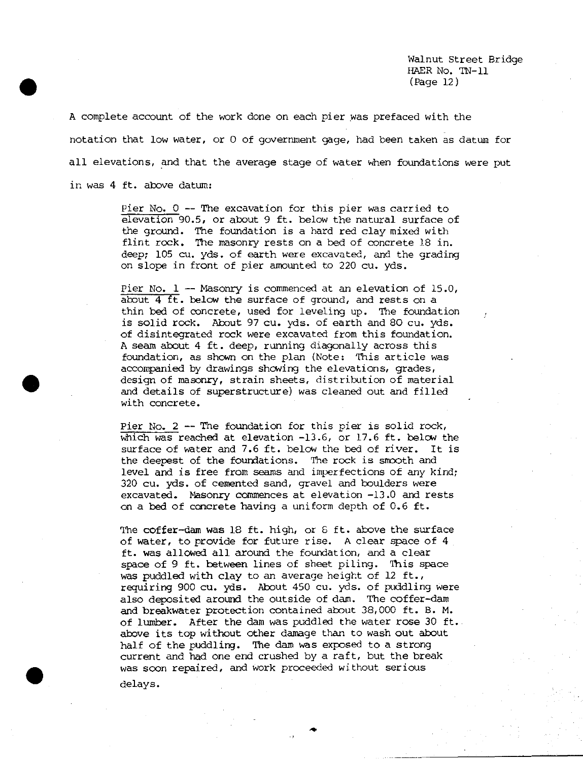A complete account of the work done on each pier was prefaced with the notation that low water, or 0 of government gage, had been taken as datum for all elevations, and that the average stage of water when foundations were put in was 4 ft. above datum:

> Pier No. 0 -- The excavation for this pier was carried to elevation 90.5, or about 9 ft. below the natural surface of the ground. The foundation is a hard red clay mixed with flint rock. The masonry rests on a bed of concrete 18 in. deep; 105 cu. yds. of earth were excavated, and the grading on slope in front of pier amounted to 220 cu. yds.
>
> Pier No. 1 -- Masonry is commenced at an elevation of 15.0, about 4 ft. below the surface of ground, and rests on a thin bed of concrete, used for leveling up. The foundation is solid rock. About 97 cu. yds. of earth and 80 cu. yds. of disintegrated rock were excavated from this foundation. A seam about 4 ft. deep, running diagonally across this foundation, as shown on the plan (Note: This article was accompanied by drawings showing the elevations, grades, design of masonry, strain sheets, distribution of material and details of superstructure) was cleaned out and filled with concrete.
>
> Pier No. 2 -- The foundation for this pier is solid rock, which was reached at elevation -13.6, or 17.6 ft. below the surface of water and 7.6 ft. below the bed of river. It is the deepest of the foundations. The rock is smooth and level and is free from seams and imperfections of any kind; 320 cu. yds. of cemented sand, gravel and boulders were excavated. Masonry commences at elevation -13.0 and rests on a bed of concrete having a uniform depth of 0.6 ft.
>
> The coffer-dam was 18 ft. high, or 8 ft. above the surface of water, to provide for future rise. A clear space of 4 ft. was allowed all around the foundation, and a clear space of 9 ft. between lines of sheet piling. This space was puddled with clay to an average height of 12 ft., requiring 900 cu. yds. About 450 cu. yds. of puddling were also deposited around the outside of dam. The coffer-dam and breakwater protection contained about 38,000 ft. B. M. of lumber. After the dam was puddled the water rose 30 ft. above its top without other damage than to wash out about half of the puddling. The dam was exposed to a strong current and had one end crushed by a raft, but the break was soon repaired, and work proceeded without serious delays.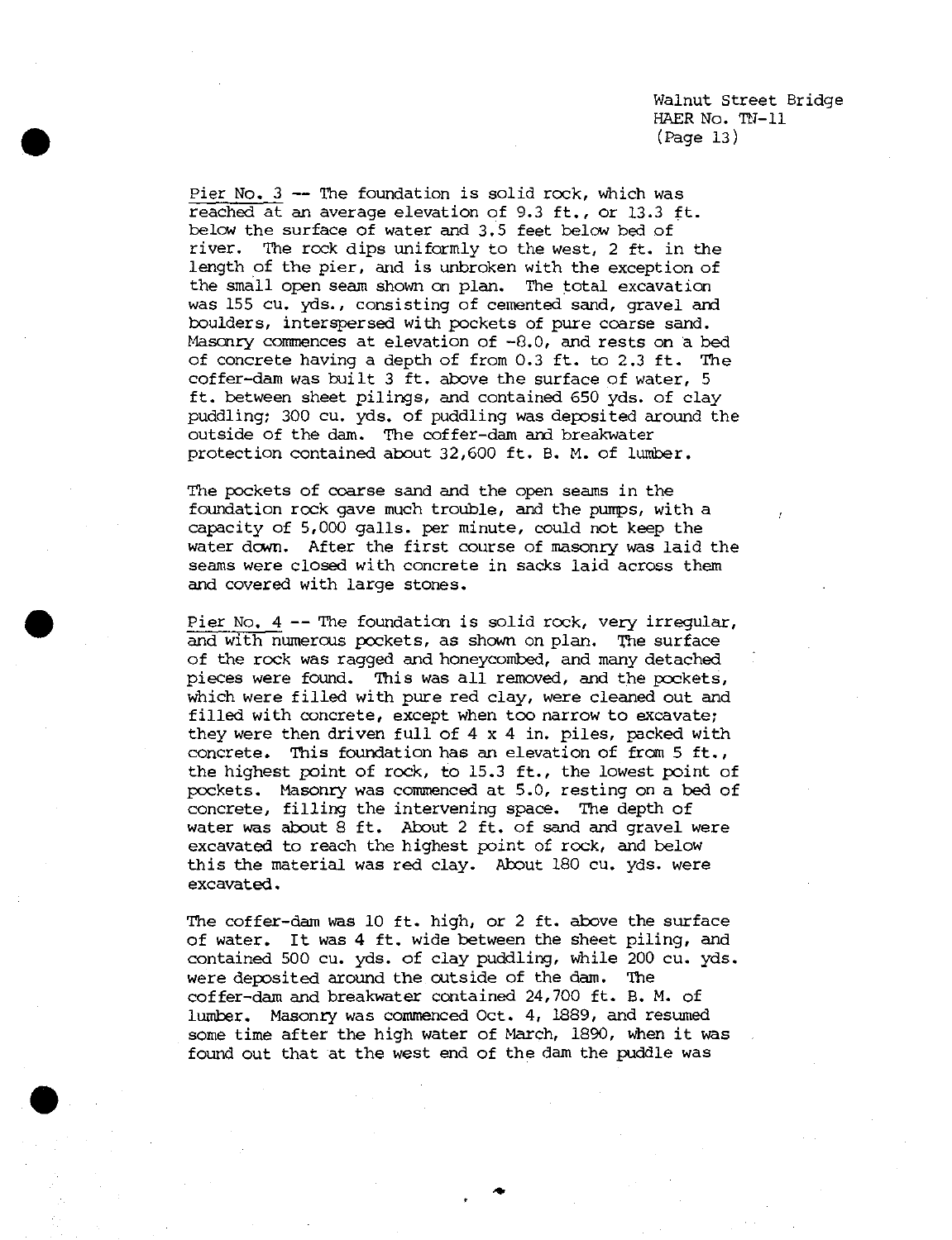Pier No. 3 -- The foundation is solid rock, which was reached at an average elevation of 9.3 ft., or 13.3 ft. below the surface of water and 3.5 feet below bed of river. The rock dips uniformly to the west, 2 ft. in the length of the pier, and is unbroken with the exception of the small open seam shown on plan. The total excavation was 155 cu. yds., consisting of cemented sand, gravel and boulders, interspersed with pockets of pure coarse sand. Masonry commences at elevation of -8.0, and rests on a bed of concrete having a depth of from 0.3 ft. to 2.3 ft. The coffer-dam was built 3 ft. above the surface of water, 5 ft. between sheet pilings, and contained 650 yds. of clay puddling; 300 cu. yds. of puddling was deposited around the outside of the dam. The coffer-dam and breakwater protection contained about 32,600 ft. B. M. of lumber.

The pockets of coarse sand and the open seams in the foundation rock gave much trouble, and the pumps, with a capacity of 5,000 galls. per minute, could not keep the water down. After the first course of masonry was laid the seams were closed with concrete in sacks laid across them and covered with large stones.

Pier No. 4 -- The foundation is solid rock, very irregular, and with numerous pockets, as shown on plan. The surface of the rock was ragged and honeycombed, and many detached pieces were found. This was all removed, and the pockets, which were filled with pure red clay, were cleaned out and filled with concrete, except when too narrow to excavate; they were then driven full of 4 x 4 in. piles, packed with concrete. This foundation has an elevation of from 5 ft., the highest point of rock, to 15.3 ft., the lowest point of pockets. Masonry was commenced at 5.0, resting on a bed of concrete, filling the intervening space. The depth of water was about 8 ft. About 2 ft. of sand and gravel were excavated to reach the highest point of rock, and below this the material was red clay. About 180 cu. yds. were excavated.

The coffer-dam was 10 ft. high, or 2 ft. above the surface of water. It was 4 ft. wide between the sheet piling, and contained 500 cu. yds. of clay puddling, while 200 cu. yds. were deposited around the outside of the dam. The coffer-dam and breakwater contained 24,700 ft. B. M. of lumber. Masonry was commenced Oct. 4, 1889, and resumed some time after the high water of March, 1890, when it was found out that at the west end of the dam the puddle was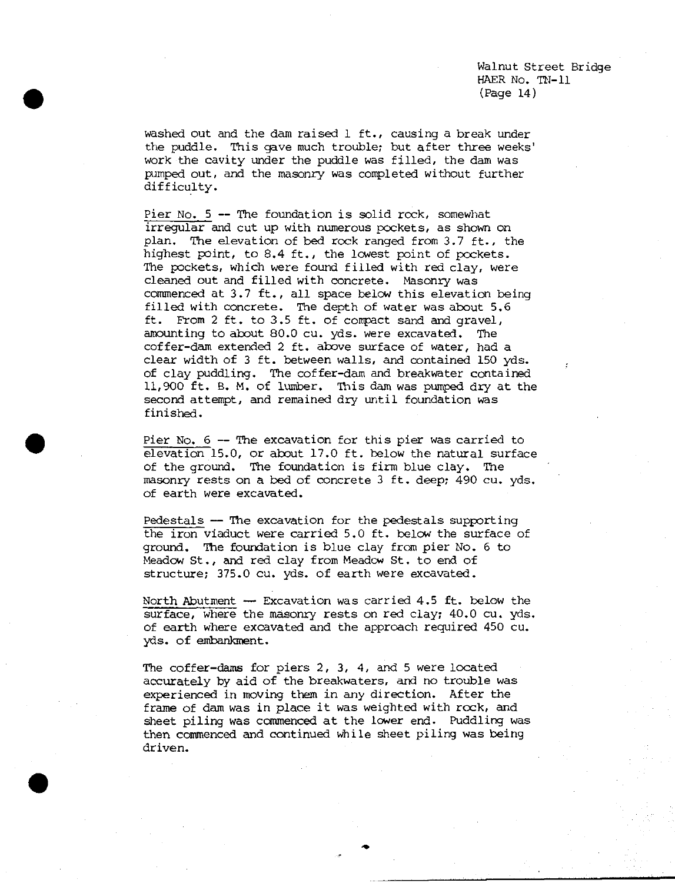washed out and the dam raised 1 ft., causing a break under the puddle. This gave much trouble; but after three weeks' work the cavity under the puddle was filled, the dam was pumped out, and the masonry was completed without further difficulty.

Pier No. 5 -- The foundation is solid rock, somewhat irregular and cut up with numerous pockets, as shown on plan. The elevation of bed rock ranged from 3.7 ft., the highest point, to 8.4 ft., the lowest point of pockets. The pockets, which were found filled with red clay, were cleaned out and filled with concrete. Masonry was commenced at 3.7 ft., all space below this elevation being filled with concrete. The depth of water was about 5.6 ft. From 2 ft. to 3.5 ft. of compact sand and gravel, amounting to about 80.0 cu. yds. were excavated. The coffer-dam extended 2 ft. above surface of water, had a clear width of 3 ft. between walls, and contained 150 yds. of clay puddling. The coffer-dam and breakwater contained 11,900 ft. B. M. of lumber. This dam was pumped dry at the second attempt, and remained dry until foundation was finished.

Pier No. 6 -- The excavation for this pier was carried to elevation 15.0, or about 17.0 ft. below the natural surface of the ground. The foundation is firm blue clay. The masonry rests on a bed of concrete 3 ft. deep; 490 cu. yds. of earth were excavated.

Pedestals -- The excavation for the pedestals supporting the iron viaduct were carried 5.0 ft. below the surface of ground. The foundation is blue clay from pier No. 6 to Meadow St., and red clay from Meadow St. to end of structure; 375.0 cu. yds. of earth were excavated.

North Abutment -- Excavation was carried 4.5 ft. below the surface, where the masonry rests on red clay; 40.0 cu. yds. of earth where excavated and the approach required 450 cu. yds. of embankment.

The coffer-dams for piers 2, 3, 4, and 5 were located accurately by aid of the breakwaters, and no trouble was experienced in moving them in any direction. After the frame of dam was in place it was weighted with rock, and sheet piling was commenced at the lower end. Puddling was then commenced and continued while sheet piling was being driven.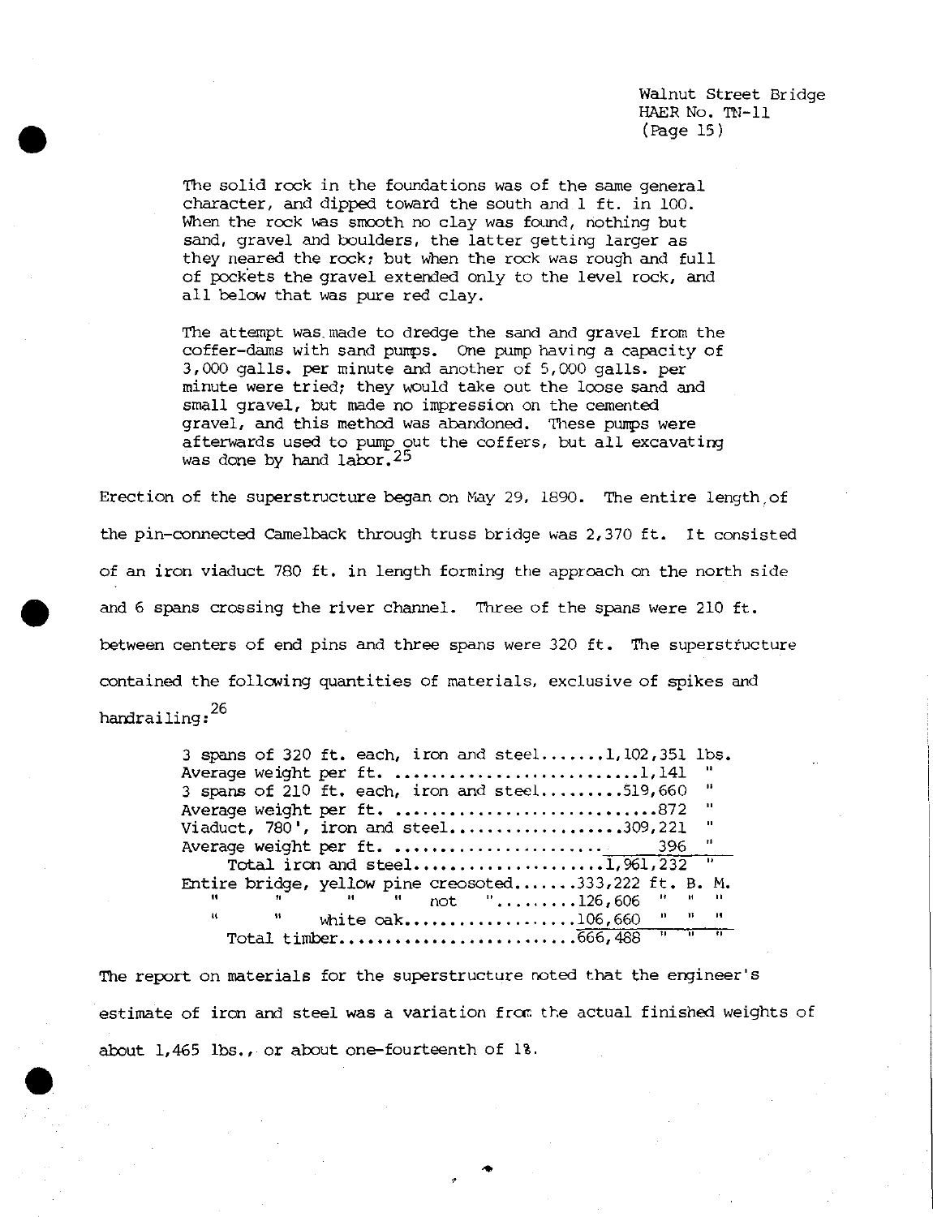The solid rock in the foundations was of the same general character, and dipped toward the south and 1 ft. in 100. When the rock was smooth no clay was found, nothing but sand, gravel and boulders, the latter getting larger as they neared the rock; but when the rock was rough and full of pockets the gravel extended only to the level rock, and all below that was pure red clay.

The attempt was made to dredge the sand and gravel from the coffer-dams with sand pumps. One pump having a capacity of 3,000 galls. per minute and another of 5,000 galls. per minute were tried; they would take out the loose sand and small gravel, but made no impression on the cemented gravel, and this method was abandoned. These pumps were afterwards used to pump out the coffers, but all excavating was done by hand labor.[25]

Erection of the superstructure began on May 29, 1890. The entire length of the pin-connected Camelback through truss bridge was 2,370 ft. It consisted of an iron viaduct 780 ft. in length forming the approach on the north side and 6 spans crossing the river channel. Three of the spans were 210 ft. between centers of end pins and three spans were 320 ft. The superstructure contained the following quantities of materials, exclusive of spikes and handrailing:[26]

| Item | Quantity | Unit |
|---|---|---|
| 3 spans of 320 ft. each, iron and steel | 1,102,351 | lbs. |
| Average weight per ft. | 1,141 | " |
| 3 spans of 210 ft. each, iron and steel | 519,660 | " |
| Average weight per ft. | 872 | " |
| Viaduct, 780', iron and steel | 309,221 | " |
| Average weight per ft. | 396 | " |
| Total iron and steel | 1,961,232 | " |
| Entire bridge, yellow pine creosoted | 333,222 | ft. B. M. |
| " " " " not " | 126,606 | " " " |
| " " white oak | 106,660 | " " " |
| Total timber | 666,488 | " " " |

The report on materials for the superstructure noted that the engineer's estimate of iron and steel was a variation from the actual finished weights of about 1,465 lbs., or about one-fourteenth of 1%.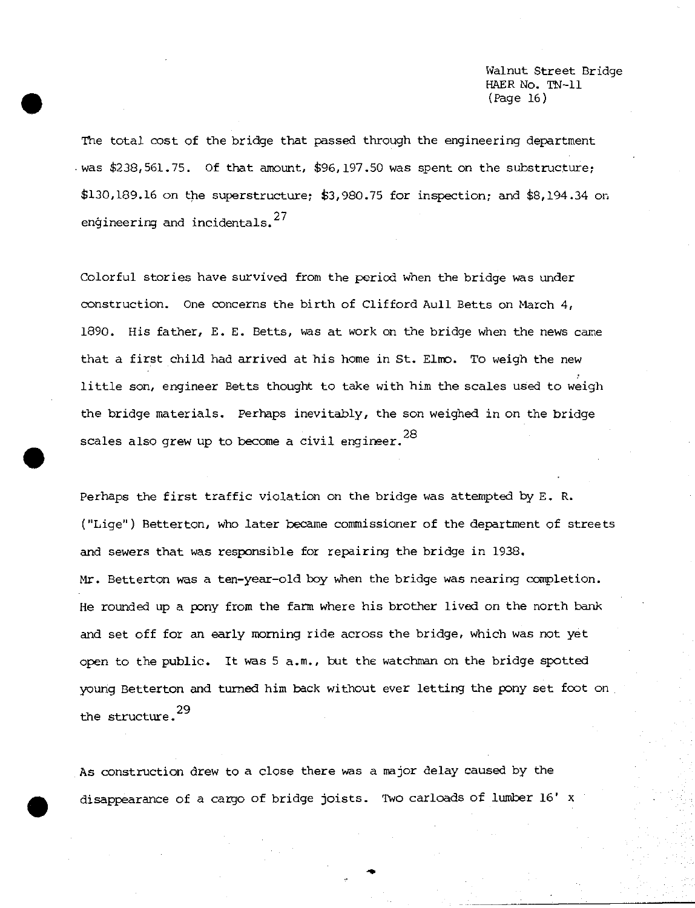The total cost of the bridge that passed through the engineering department was $238,561.75. Of that amount, $96,197.50 was spent on the substructure; $130,189.16 on the superstructure; $3,980.75 for inspection; and $8,194.34 on engineering and incidentals.[27]

Colorful stories have survived from the period when the bridge was under construction. One concerns the birth of Clifford Aull Betts on March 4, 1890. His father, E. E. Betts, was at work on the bridge when the news came that a first child had arrived at his home in St. Elmo. To weigh the new little son, engineer Betts thought to take with him the scales used to weigh the bridge materials. Perhaps inevitably, the son weighed in on the bridge scales also grew up to become a civil engineer.[28]

Perhaps the first traffic violation on the bridge was attempted by E. R. ("Lige") Betterton, who later became commissioner of the department of streets and sewers that was responsible for repairing the bridge in 1938. Mr. Betterton was a ten-year-old boy when the bridge was nearing completion. He rounded up a pony from the farm where his brother lived on the north bank and set off for an early morning ride across the bridge, which was not yet open to the public. It was 5 a.m., but the watchman on the bridge spotted young Betterton and turned him back without ever letting the pony set foot on the structure.[29]

As construction drew to a close there was a major delay caused by the disappearance of a cargo of bridge joists. Two carloads of lumber 16' x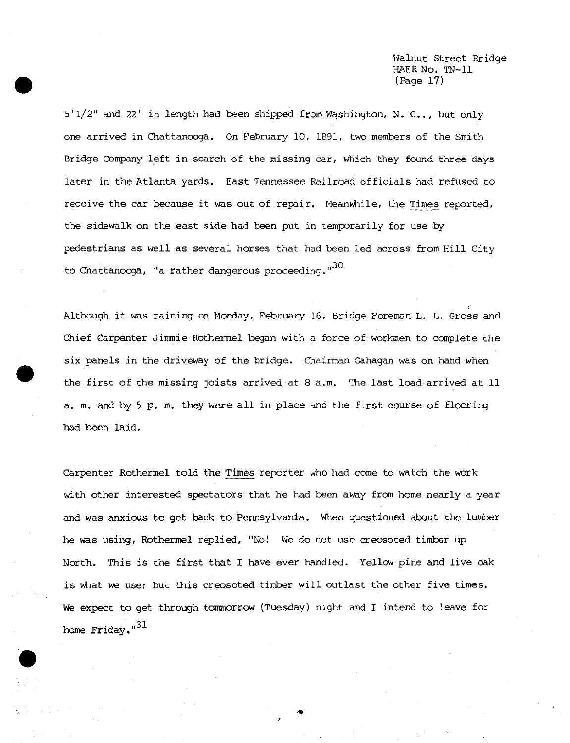5'1/2" and 22' in length had been shipped from Washington, N. C.., but only one arrived in Chattanooga. On February 10, 1891, two members of the Smith Bridge Company left in search of the missing car, which they found three days later in the Atlanta yards. East Tennessee Railroad officials had refused to receive the car because it was out of repair. Meanwhile, the Times reported, the sidewalk on the east side had been put in temporarily for use by pedestrians as well as several horses that had been led across from Hill City to Chattanooga, "a rather dangerous proceeding."[30]

Although it was raining on Monday, February 16, Bridge Foreman L. L. Gross and Chief Carpenter Jimmie Rothermel began with a force of workmen to complete the six panels in the driveway of the bridge. Chairman Gahagan was on hand when the first of the missing joists arrived at 8 a.m. The last load arrived at 11 a. m. and by 5 p. m. they were all in place and the first course of flooring had been laid.

Carpenter Rothermel told the Times reporter who had come to watch the work with other interested spectators that he had been away from home nearly a year and was anxious to get back to Pennsylvania. When questioned about the lumber he was using, Rothermel replied, "No! We do not use creosoted timber up North. This is the first that I have ever handled. Yellow pine and live oak is what we use; but this creosoted timber will outlast the other five times. We expect to get through tommorrow (Tuesday) night and I intend to leave for home Friday."[31]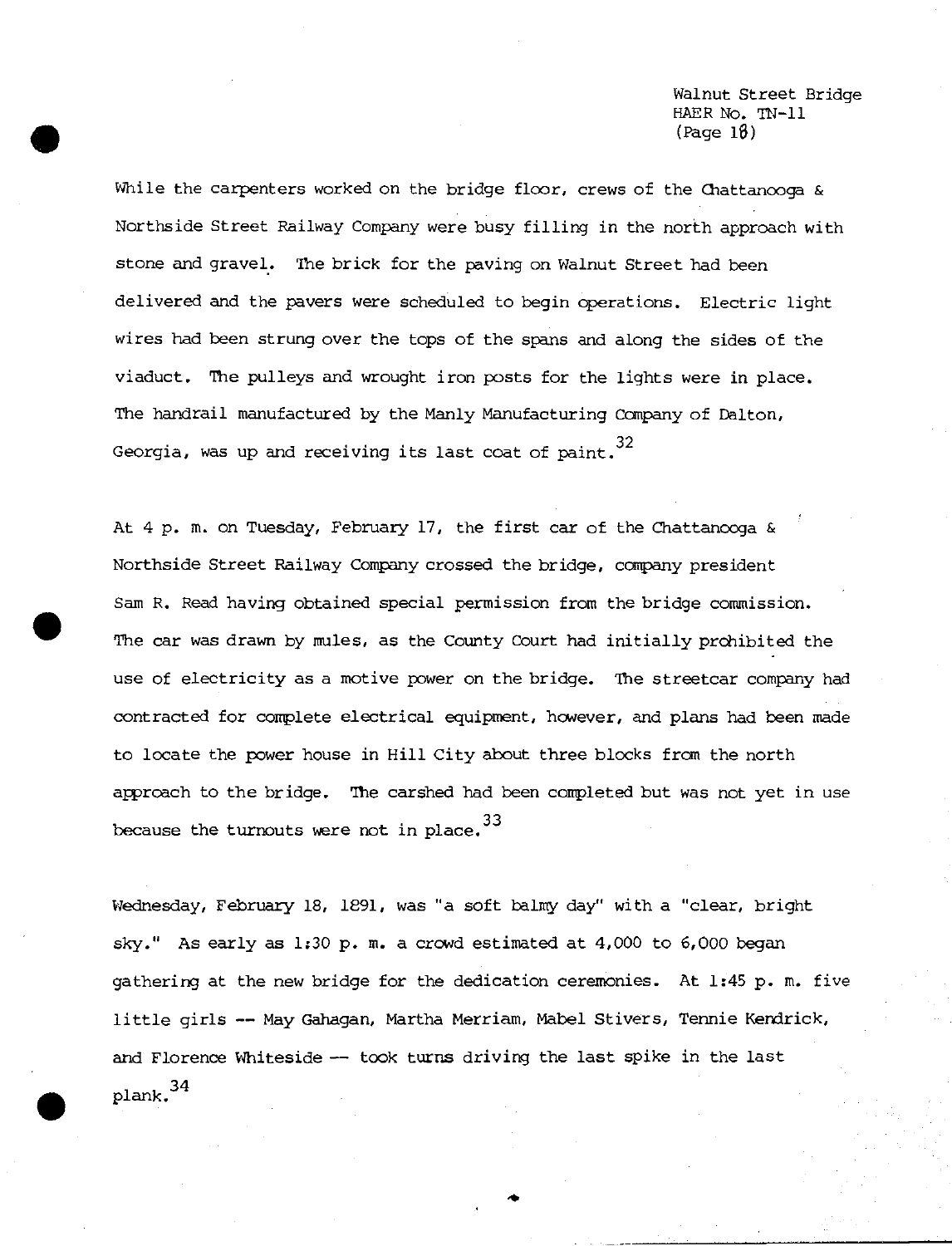While the carpenters worked on the bridge floor, crews of the Chattanooga & Northside Street Railway Company were busy filling in the north approach with stone and gravel. The brick for the paving on Walnut Street had been delivered and the pavers were scheduled to begin operations. Electric light wires had been strung over the tops of the spans and along the sides of the viaduct. The pulleys and wrought iron posts for the lights were in place. The handrail manufactured by the Manly Manufacturing Company of Dalton, Georgia, was up and receiving its last coat of paint.[32]

At 4 p. m. on Tuesday, February 17, the first car of the Chattanooga & Northside Street Railway Company crossed the bridge, company president Sam R. Read having obtained special permission from the bridge commission. The car was drawn by mules, as the County Court had initially prohibited the use of electricity as a motive power on the bridge. The streetcar company had contracted for complete electrical equipment, however, and plans had been made to locate the power house in Hill City about three blocks from the north approach to the bridge. The carshed had been completed but was not yet in use because the turnouts were not in place.[33]

Wednesday, February 18, 1891, was "a soft balmy day" with a "clear, bright sky." As early as 1:30 p. m. a crowd estimated at 4,000 to 6,000 began gathering at the new bridge for the dedication ceremonies. At 1:45 p. m. five little girls -- May Gahagan, Martha Merriam, Mabel Stivers, Tennie Kendrick, and Florence Whiteside -- took turns driving the last spike in the last plank.[34]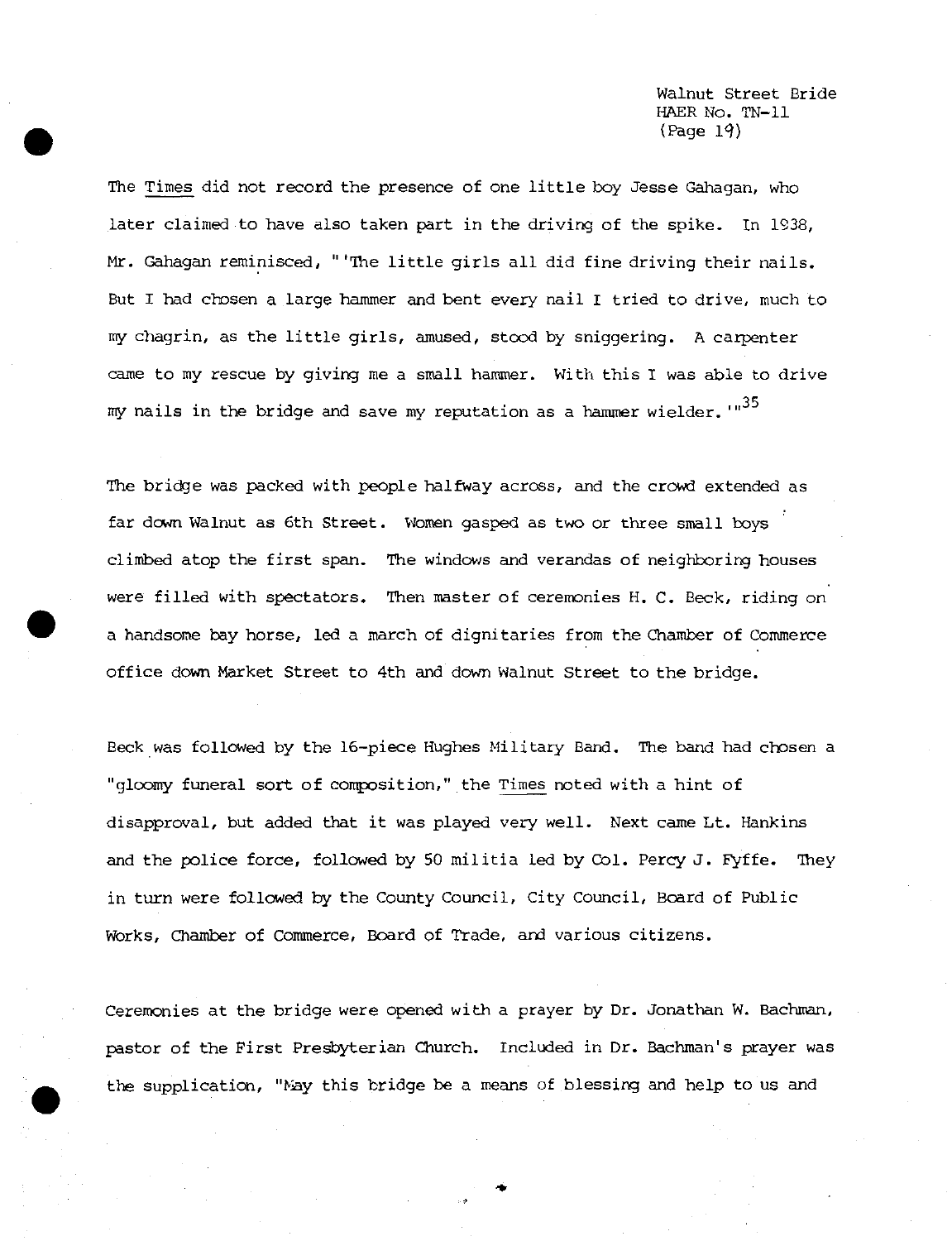The Times did not record the presence of one little boy Jesse Gahagan, who later claimed to have also taken part in the driving of the spike. In 1938, Mr. Gahagan reminisced, "'The little girls all did fine driving their nails. But I had chosen a large hammer and bent every nail I tried to drive, much to my chagrin, as the little girls, amused, stood by sniggering. A carpenter came to my rescue by giving me a small hammer. With this I was able to drive my nails in the bridge and save my reputation as a hammer wielder.'"[35]

The bridge was packed with people halfway across, and the crowd extended as far down Walnut as 6th Street. Women gasped as two or three small boys climbed atop the first span. The windows and verandas of neighboring houses were filled with spectators. Then master of ceremonies H. C. Beck, riding on a handsome bay horse, led a march of dignitaries from the Chamber of Commerce office down Market Street to 4th and down Walnut Street to the bridge.

Beck was followed by the 16-piece Hughes Military Band. The band had chosen a "gloomy funeral sort of composition," the Times noted with a hint of disapproval, but added that it was played very well. Next came Lt. Hankins and the police force, followed by 50 militia led by Col. Percy J. Fyffe. They in turn were followed by the County Council, City Council, Board of Public Works, Chamber of Commerce, Board of Trade, and various citizens.

Ceremonies at the bridge were opened with a prayer by Dr. Jonathan W. Bachman, pastor of the First Presbyterian Church. Included in Dr. Bachman's prayer was the supplication, "May this bridge be a means of blessing and help to us and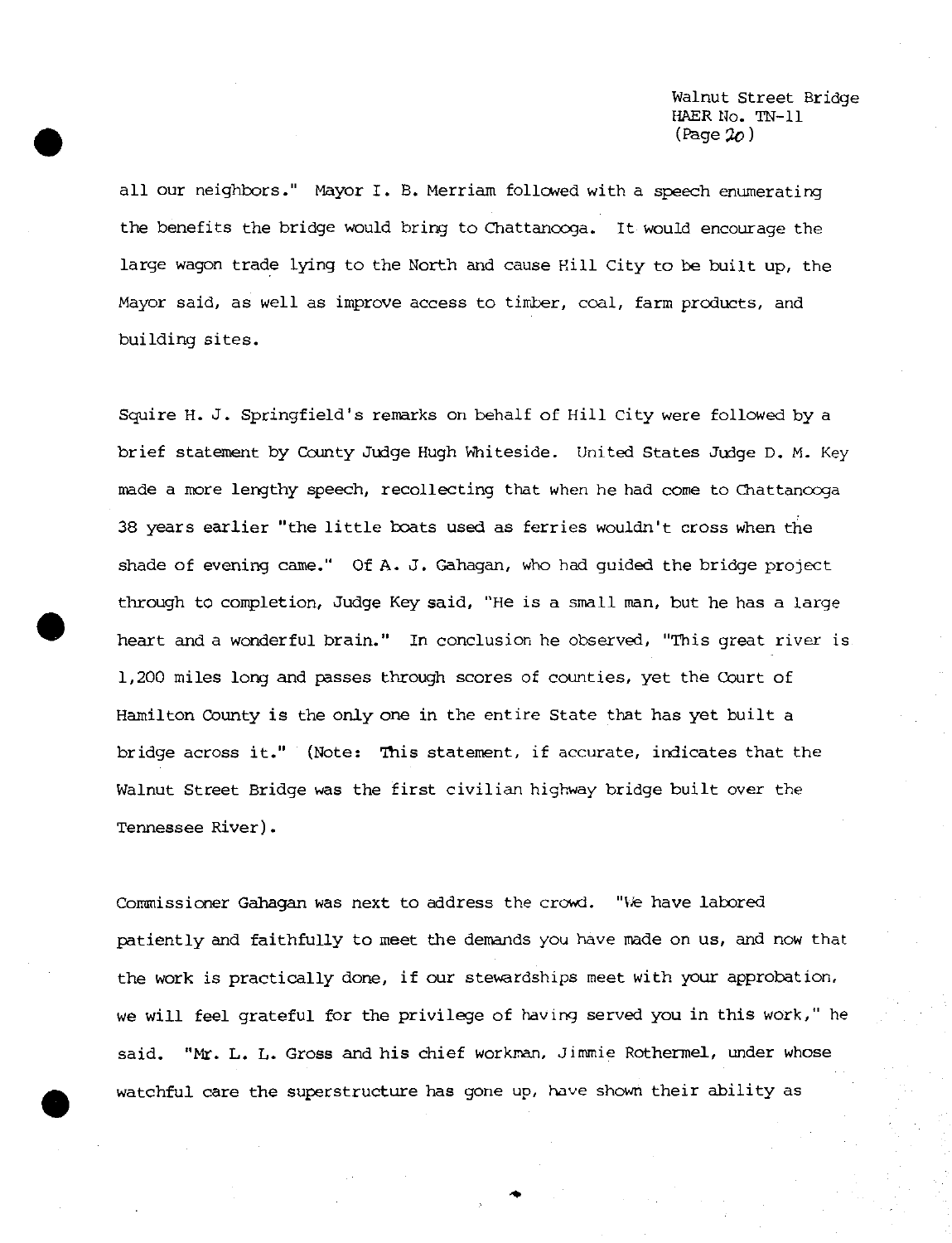all our neighbors." Mayor I. B. Merriam followed with a speech enumerating the benefits the bridge would bring to Chattanooga. It would encourage the large wagon trade lying to the North and cause Hill City to be built up, the Mayor said, as well as improve access to timber, coal, farm products, and building sites.

Squire H. J. Springfield's remarks on behalf of Hill City were followed by a brief statement by County Judge Hugh Whiteside. United States Judge D. M. Key made a more lengthy speech, recollecting that when he had come to Chattanooga 38 years earlier "the little boats used as ferries wouldn't cross when the shade of evening came." Of A. J. Gahagan, who had guided the bridge project through to completion, Judge Key said, "He is a small man, but he has a large heart and a wonderful brain." In conclusion he observed, "This great river is 1,200 miles long and passes through scores of counties, yet the Court of Hamilton County is the only one in the entire State that has yet built a bridge across it." (Note: This statement, if accurate, indicates that the Walnut Street Bridge was the first civilian highway bridge built over the Tennessee River).

Commissioner Gahagan was next to address the crowd. "We have labored patiently and faithfully to meet the demands you have made on us, and now that the work is practically done, if our stewardships meet with your approbation, we will feel grateful for the privilege of having served you in this work," he said. "Mr. L. L. Gross and his chief workman, Jimmie Rothermel, under whose watchful care the superstructure has gone up, have shown their ability as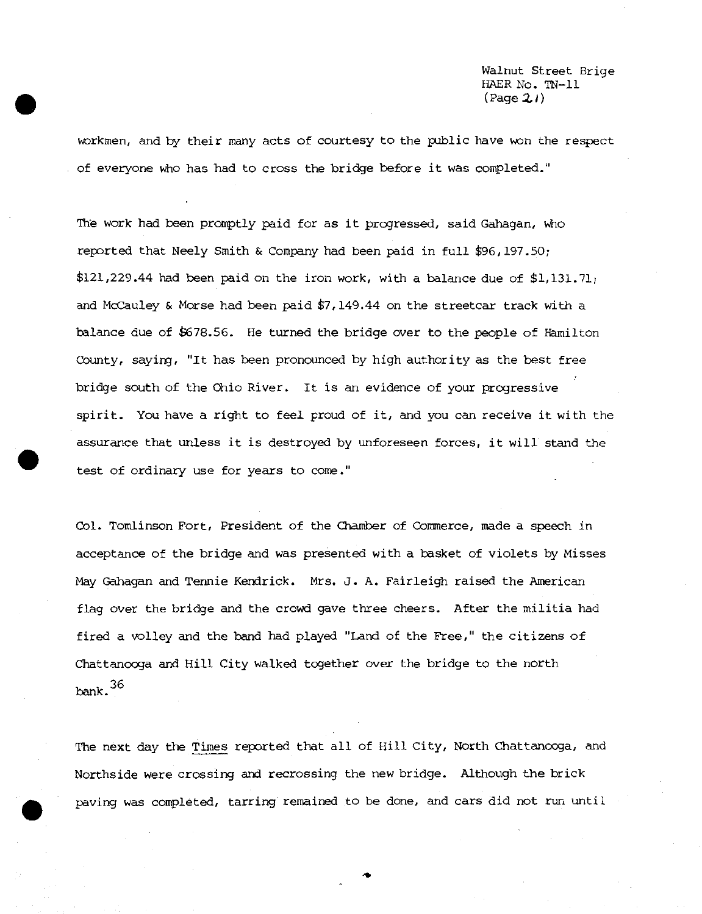workmen, and by their many acts of courtesy to the public have won the respect of everyone who has had to cross the bridge before it was completed."

The work had been promptly paid for as it progressed, said Gahagan, who reported that Neely Smith & Company had been paid in full $96,197.50; $121,229.44 had been paid on the iron work, with a balance due of $1,131.71; and McCauley & Morse had been paid $7,149.44 on the streetcar track with a balance due of $678.56. He turned the bridge over to the people of Hamilton County, saying, "It has been pronounced by high authority as the best free bridge south of the Ohio River. It is an evidence of your progressive spirit. You have a right to feel proud of it, and you can receive it with the assurance that unless it is destroyed by unforeseen forces, it will stand the test of ordinary use for years to come."

Col. Tomlinson Fort, President of the Chamber of Commerce, made a speech in acceptance of the bridge and was presented with a basket of violets by Misses May Gahagan and Tennie Kendrick. Mrs. J. A. Fairleigh raised the American flag over the bridge and the crowd gave three cheers. After the militia had fired a volley and the band had played "Land of the Free," the citizens of Chattanooga and Hill City walked together over the bridge to the north bank.[36]

The next day the Times reported that all of Hill City, North Chattanooga, and Northside were crossing and recrossing the new bridge. Although the brick paving was completed, tarring remained to be done, and cars did not run until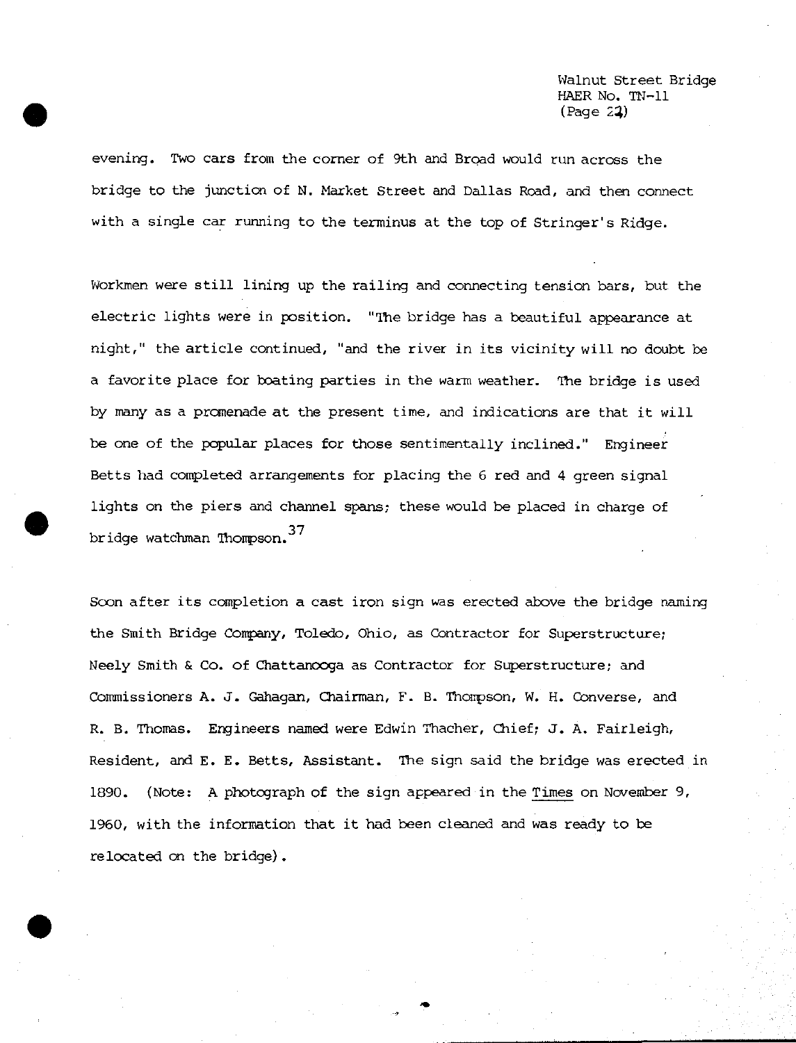evening. Two cars from the corner of 9th and Broad would run across the bridge to the junction of N. Market Street and Dallas Road, and then connect with a single car running to the terminus at the top of Stringer's Ridge.

Workmen were still lining up the railing and connecting tension bars, but the electric lights were in position. "The bridge has a beautiful appearance at night," the article continued, "and the river in its vicinity will no doubt be a favorite place for boating parties in the warm weather. The bridge is used by many as a promenade at the present time, and indications are that it will be one of the popular places for those sentimentally inclined." Engineer Betts had completed arrangements for placing the 6 red and 4 green signal lights on the piers and channel spans; these would be placed in charge of bridge watchman Thompson.[37]

Soon after its completion a cast iron sign was erected above the bridge naming the Smith Bridge Company, Toledo, Ohio, as Contractor for Superstructure; Neely Smith & Co. of Chattanooga as Contractor for Superstructure; and Commissioners A. J. Gahagan, Chairman, F. B. Thompson, W. H. Converse, and R. B. Thomas. Engineers named were Edwin Thacher, Chief; J. A. Fairleigh, Resident, and E. E. Betts, Assistant. The sign said the bridge was erected in 1890. (Note: A photograph of the sign appeared in the <u>Times</u> on November 9, 1960, with the information that it had been cleaned and was ready to be relocated on the bridge).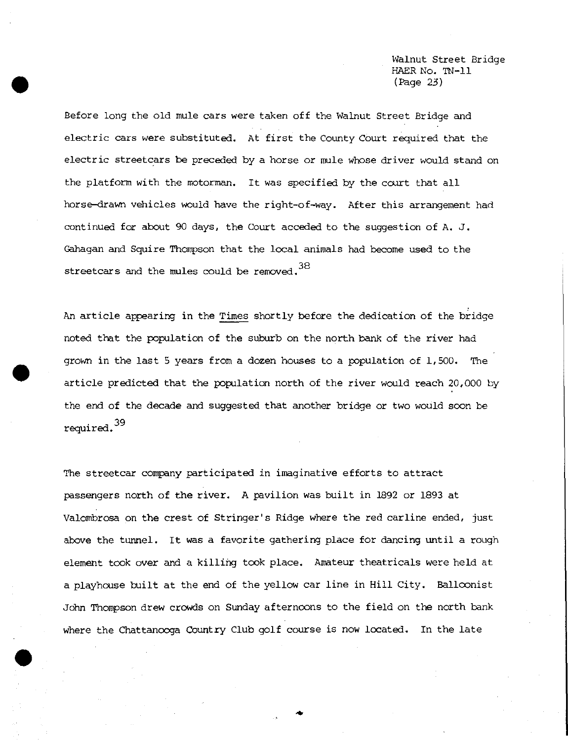Before long the old mule cars were taken off the Walnut Street Bridge and electric cars were substituted. At first the County Court required that the electric streetcars be preceded by a horse or mule whose driver would stand on the platform with the motorman. It was specified by the court that all horse-drawn vehicles would have the right-of-way. After this arrangement had continued for about 90 days, the Court acceded to the suggestion of A. J. Gahagan and Squire Thompson that the local animals had become used to the streetcars and the mules could be removed.[38]

An article appearing in the Times shortly before the dedication of the bridge noted that the population of the suburb on the north bank of the river had grown in the last 5 years from a dozen houses to a population of 1,500. The article predicted that the population north of the river would reach 20,000 by the end of the decade and suggested that another bridge or two would soon be required.[39]

The streetcar company participated in imaginative efforts to attract passengers north of the river. A pavilion was built in 1892 or 1893 at Valombrosa on the crest of Stringer's Ridge where the red carline ended, just above the tunnel. It was a favorite gathering place for dancing until a rough element took over and a killing took place. Amateur theatricals were held at a playhouse built at the end of the yellow car line in Hill City. Balloonist John Thompson drew crowds on Sunday afternoons to the field on the north bank where the Chattanooga Country Club golf course is now located. In the late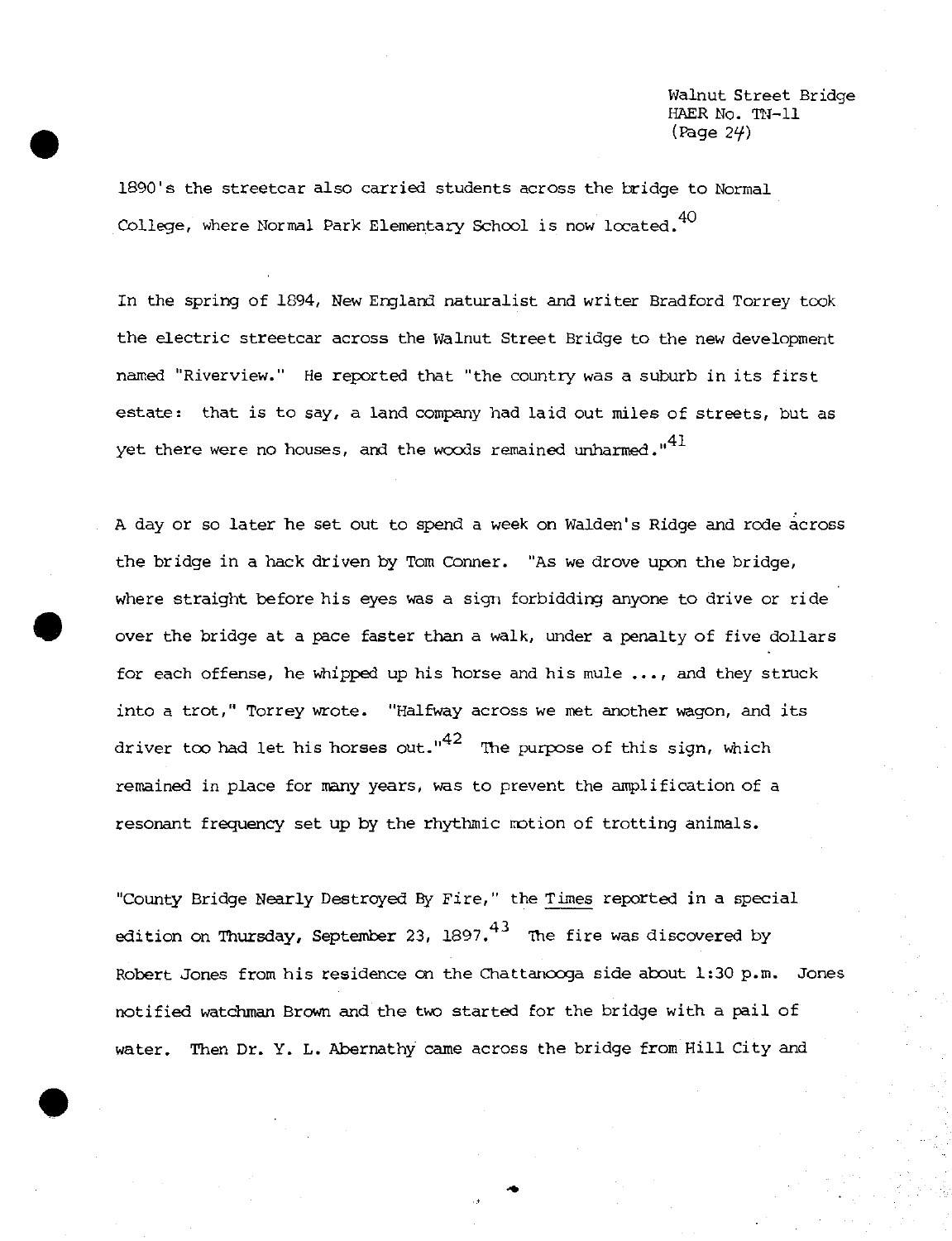1890's the streetcar also carried students across the bridge to Normal College, where Normal Park Elementary School is now located.[40]

In the spring of 1894, New England naturalist and writer Bradford Torrey took the electric streetcar across the Walnut Street Bridge to the new development named "Riverview." He reported that "the country was a suburb in its first estate: that is to say, a land company had laid out miles of streets, but as yet there were no houses, and the woods remained unharmed."[41]

A day or so later he set out to spend a week on Walden's Ridge and rode across the bridge in a hack driven by Tom Conner. "As we drove upon the bridge, where straight before his eyes was a sign forbidding anyone to drive or ride over the bridge at a pace faster than a walk, under a penalty of five dollars for each offense, he whipped up his horse and his mule ..., and they struck into a trot," Torrey wrote. "Halfway across we met another wagon, and its driver too had let his horses out."[42] The purpose of this sign, which remained in place for many years, was to prevent the amplification of a resonant frequency set up by the rhythmic motion of trotting animals.

"County Bridge Nearly Destroyed By Fire," the Times reported in a special edition on Thursday, September 23, 1897.[43] The fire was discovered by Robert Jones from his residence on the Chattanooga side about 1:30 p.m. Jones notified watchman Brown and the two started for the bridge with a pail of water. Then Dr. Y. L. Abernathy came across the bridge from Hill City and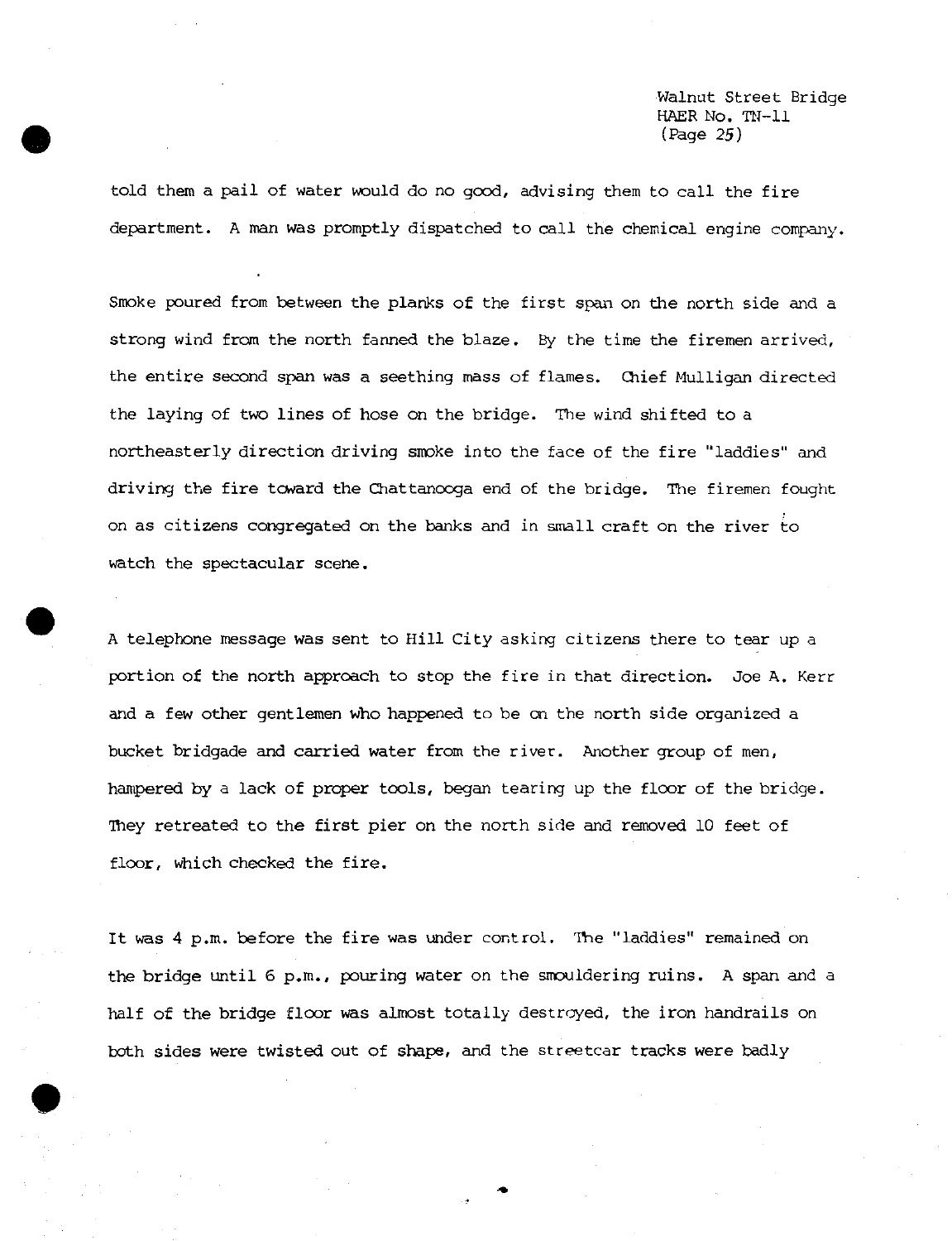told them a pail of water would do no good, advising them to call the fire department. A man was promptly dispatched to call the chemical engine company.

Smoke poured from between the planks of the first span on the north side and a strong wind from the north fanned the blaze. By the time the firemen arrived, the entire second span was a seething mass of flames. Chief Mulligan directed the laying of two lines of hose on the bridge. The wind shifted to a northeasterly direction driving smoke into the face of the fire "laddies" and driving the fire toward the Chattanooga end of the bridge. The firemen fought on as citizens congregated on the banks and in small craft on the river to watch the spectacular scene.

A telephone message was sent to Hill City asking citizens there to tear up a portion of the north approach to stop the fire in that direction. Joe A. Kerr and a few other gentlemen who happened to be on the north side organized a bucket bridgade and carried water from the river. Another group of men, hampered by a lack of proper tools, began tearing up the floor of the bridge. They retreated to the first pier on the north side and removed 10 feet of floor, which checked the fire.

It was 4 p.m. before the fire was under control. The "laddies" remained on the bridge until 6 p.m., pouring water on the smouldering ruins. A span and a half of the bridge floor was almost totally destroyed, the iron handrails on both sides were twisted out of shape, and the streetcar tracks were badly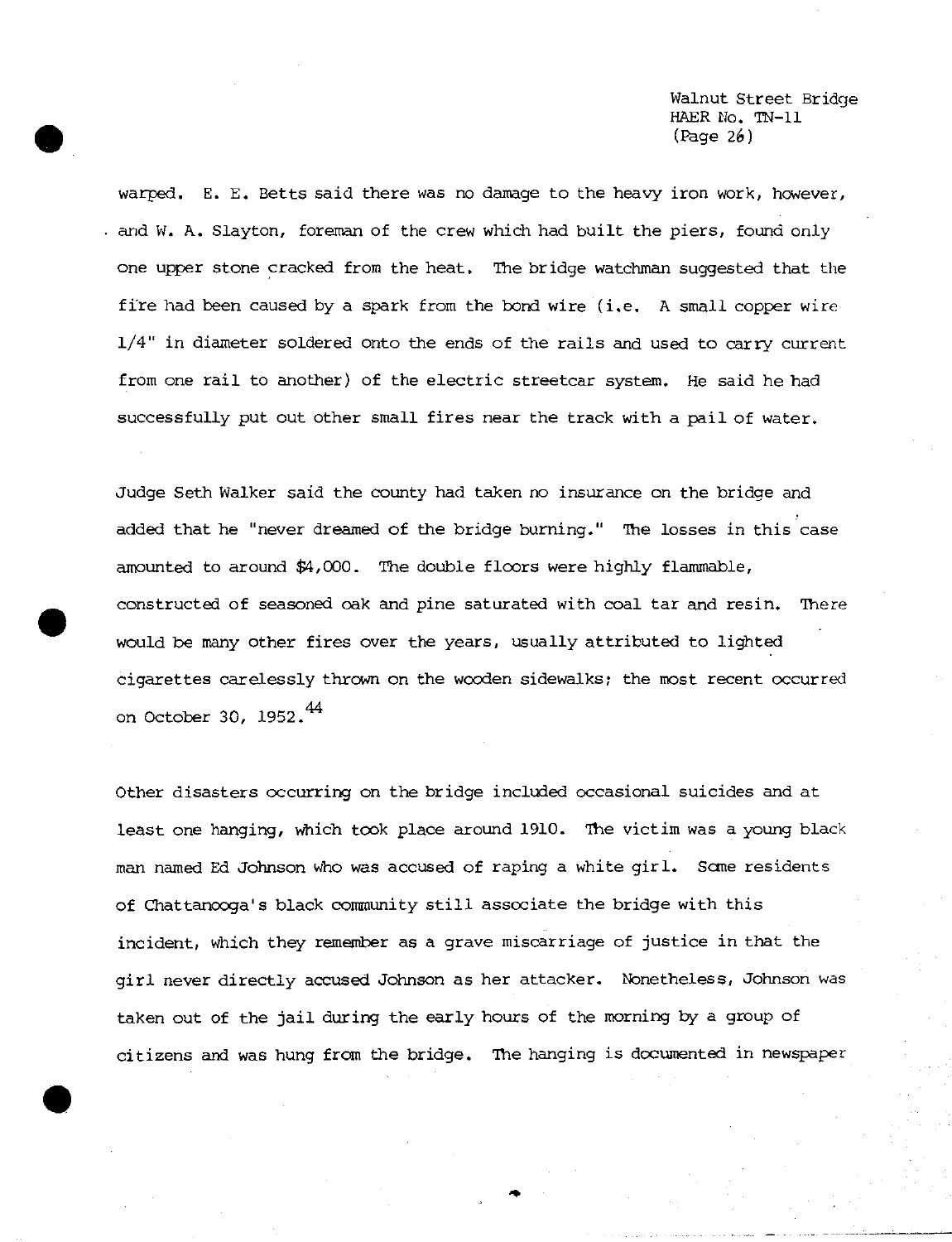warped. E. E. Betts said there was no damage to the heavy iron work, however, and W. A. Slayton, foreman of the crew which had built the piers, found only one upper stone cracked from the heat. The bridge watchman suggested that the fire had been caused by a spark from the bond wire (i.e. A small copper wire 1/4" in diameter soldered onto the ends of the rails and used to carry current from one rail to another) of the electric streetcar system. He said he had successfully put out other small fires near the track with a pail of water.

Judge Seth Walker said the county had taken no insurance on the bridge and added that he "never dreamed of the bridge burning." The losses in this case amounted to around $4,000. The double floors were highly flammable, constructed of seasoned oak and pine saturated with coal tar and resin. There would be many other fires over the years, usually attributed to lighted cigarettes carelessly thrown on the wooden sidewalks; the most recent occurred on October 30, 1952.[44]

Other disasters occurring on the bridge included occasional suicides and at least one hanging, which took place around 1910. The victim was a young black man named Ed Johnson who was accused of raping a white girl. Some residents of Chattanooga's black community still associate the bridge with this incident, which they remember as a grave miscarriage of justice in that the girl never directly accused Johnson as her attacker. Nonetheless, Johnson was taken out of the jail during the early hours of the morning by a group of citizens and was hung from the bridge. The hanging is documented in newspaper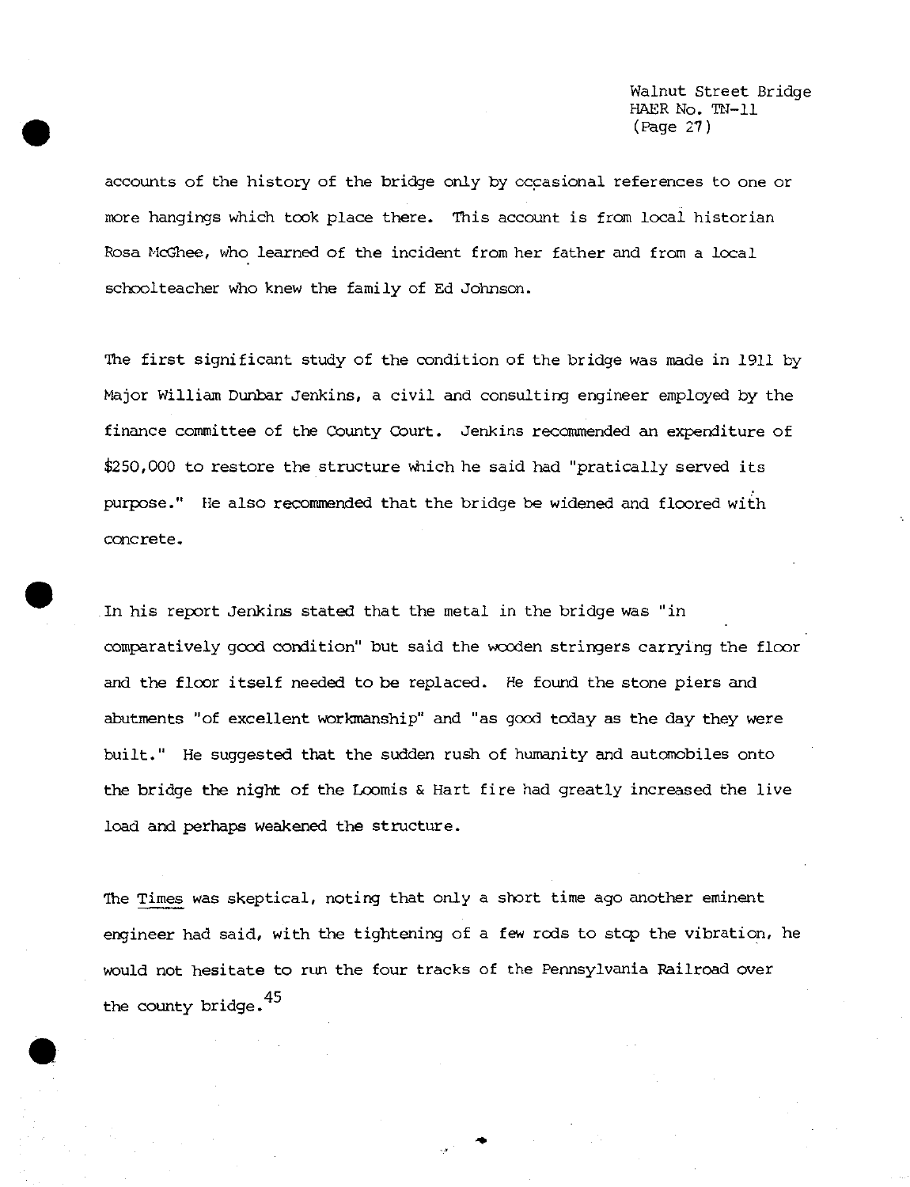accounts of the history of the bridge only by occasional references to one or more hangings which took place there. This account is from local historian Rosa McGhee, who learned of the incident from her father and from a local schoolteacher who knew the family of Ed Johnson.

The first significant study of the condition of the bridge was made in 1911 by Major William Dunbar Jenkins, a civil and consulting engineer employed by the finance committee of the County Court. Jenkins recommended an expenditure of $250,000 to restore the structure which he said had "pratically served its purpose." He also recommended that the bridge be widened and floored with concrete.

In his report Jenkins stated that the metal in the bridge was "in comparatively good condition" but said the wooden stringers carrying the floor and the floor itself needed to be replaced. He found the stone piers and abutments "of excellent workmanship" and "as good today as the day they were built." He suggested that the sudden rush of humanity and automobiles onto the bridge the night of the Loomis & Hart fire had greatly increased the live load and perhaps weakened the structure.

The Times was skeptical, noting that only a short time ago another eminent engineer had said, with the tightening of a few rods to stop the vibration, he would not hesitate to run the four tracks of the Pennsylvania Railroad over the county bridge.[45]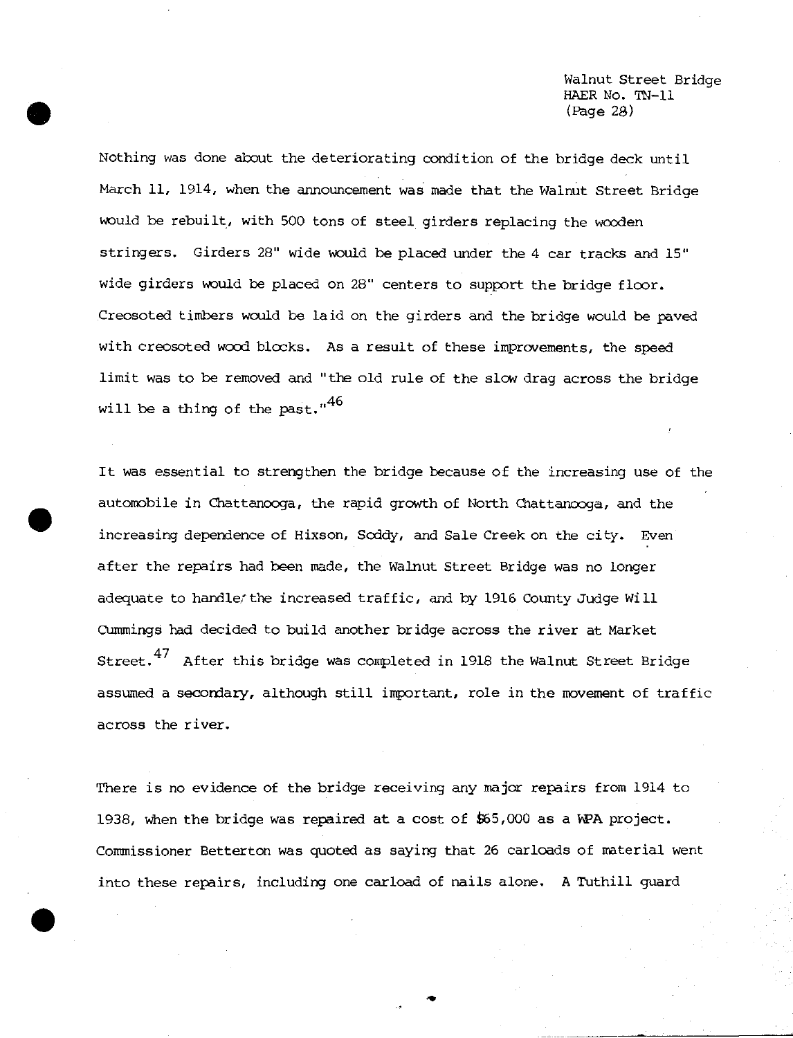Nothing was done about the deteriorating condition of the bridge deck until March 11, 1914, when the announcement was made that the Walnut Street Bridge would be rebuilt, with 500 tons of steel girders replacing the wooden stringers. Girders 28" wide would be placed under the 4 car tracks and 15" wide girders would be placed on 28" centers to support the bridge floor. Creosoted timbers would be laid on the girders and the bridge would be paved with creosoted wood blocks. As a result of these improvements, the speed limit was to be removed and "the old rule of the slow drag across the bridge will be a thing of the past."[46]

It was essential to strengthen the bridge because of the increasing use of the automobile in Chattanooga, the rapid growth of North Chattanooga, and the increasing dependence of Hixson, Soddy, and Sale Creek on the city. Even after the repairs had been made, the Walnut Street Bridge was no longer adequate to handle the increased traffic, and by 1916 County Judge Will Cummings had decided to build another bridge across the river at Market Street.[47] After this bridge was completed in 1918 the Walnut Street Bridge assumed a secondary, although still important, role in the movement of traffic across the river.

There is no evidence of the bridge receiving any major repairs from 1914 to 1938, when the bridge was repaired at a cost of $65,000 as a WPA project. Commissioner Betterton was quoted as saying that 26 carloads of material went into these repairs, including one carload of nails alone. A Tuthill guard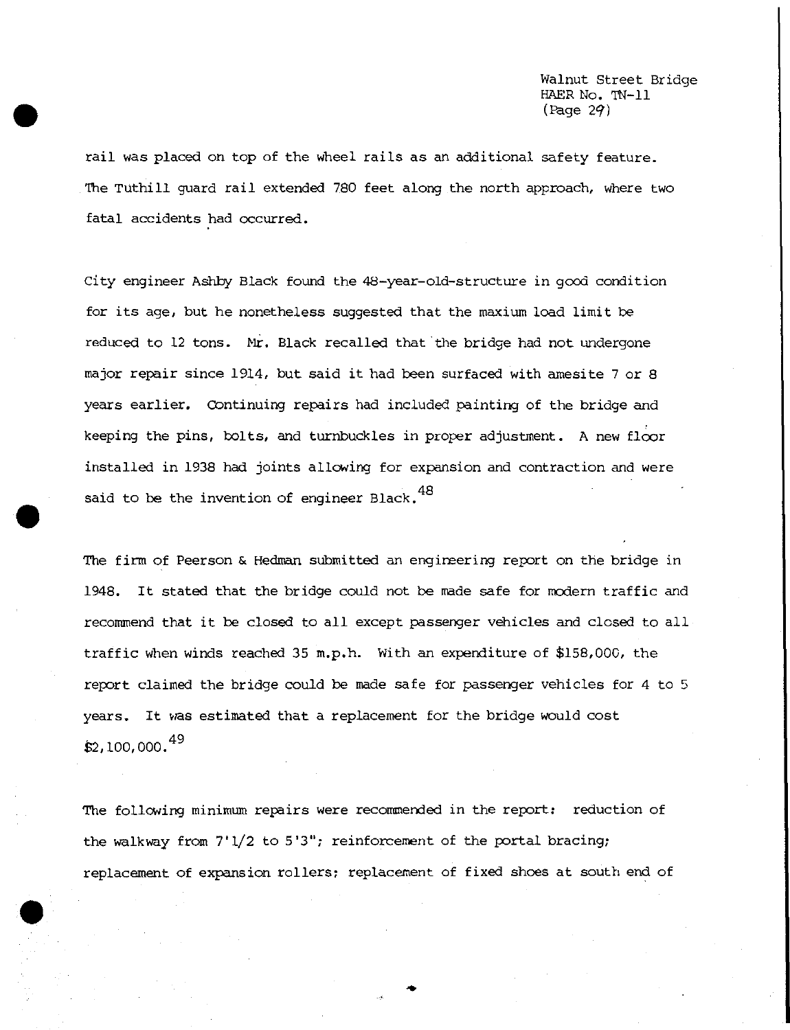rail was placed on top of the wheel rails as an additional safety feature. The Tuthill guard rail extended 780 feet along the north approach, where two fatal accidents had occurred.

City engineer Ashby Black found the 48-year-old-structure in good condition for its age, but he nonetheless suggested that the maxium load limit be reduced to 12 tons. Mr. Black recalled that the bridge had not undergone major repair since 1914, but said it had been surfaced with amesite 7 or 8 years earlier. Continuing repairs had included painting of the bridge and keeping the pins, bolts, and turnbuckles in proper adjustment. A new floor installed in 1938 had joints allowing for expansion and contraction and were said to be the invention of engineer Black.[48]

The firm of Peerson & Hedman submitted an engineering report on the bridge in 1948. It stated that the bridge could not be made safe for modern traffic and recommend that it be closed to all except passenger vehicles and closed to all traffic when winds reached 35 m.p.h. With an expenditure of $158,000, the report claimed the bridge could be made safe for passenger vehicles for 4 to 5 years. It was estimated that a replacement for the bridge would cost $2,100,000.[49]

The following minimum repairs were recommended in the report: reduction of the walkway from 7'1/2 to 5'3"; reinforcement of the portal bracing; replacement of expansion rollers; replacement of fixed shoes at south end of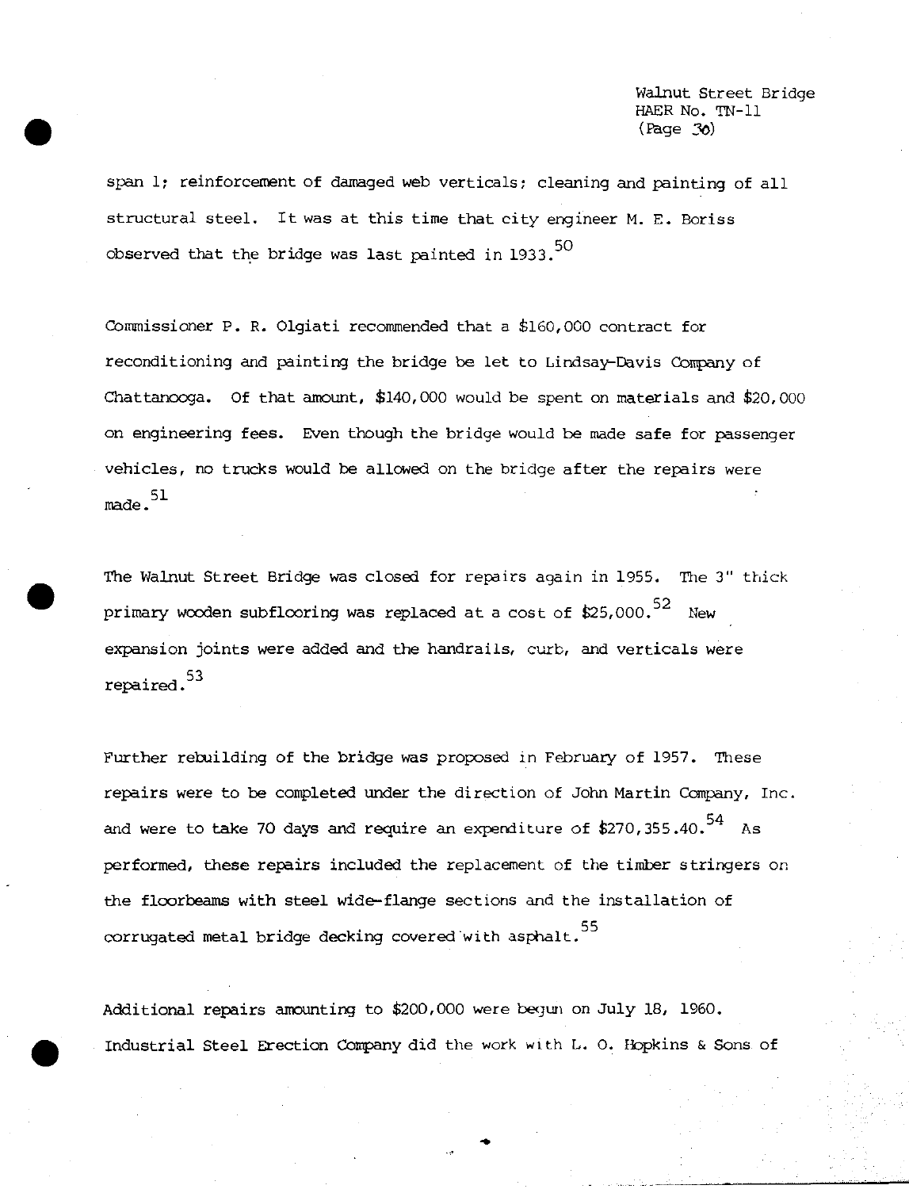span 1; reinforcement of damaged web verticals; cleaning and painting of all structural steel. It was at this time that city engineer M. E. Boriss observed that the bridge was last painted in 1933.[50]

Commissioner P. R. Olgiati recommended that a $160,000 contract for reconditioning and painting the bridge be let to Lindsay-Davis Company of Chattanooga. Of that amount, $140,000 would be spent on materials and $20,000 on engineering fees. Even though the bridge would be made safe for passenger vehicles, no trucks would be allowed on the bridge after the repairs were made.[51]

The Walnut Street Bridge was closed for repairs again in 1955. The 3" thick primary wooden subflooring was replaced at a cost of $25,000.[52] New expansion joints were added and the handrails, curb, and verticals were repaired.[53]

Further rebuilding of the bridge was proposed in February of 1957. These repairs were to be completed under the direction of John Martin Company, Inc. and were to take 70 days and require an expenditure of $270,355.40.[54] As performed, these repairs included the replacement of the timber stringers on the floorbeams with steel wide-flange sections and the installation of corrugated metal bridge decking covered with asphalt.[55]

Additional repairs amounting to $200,000 were begun on July 18, 1960. Industrial Steel Erection Company did the work with L. O. Hopkins & Sons of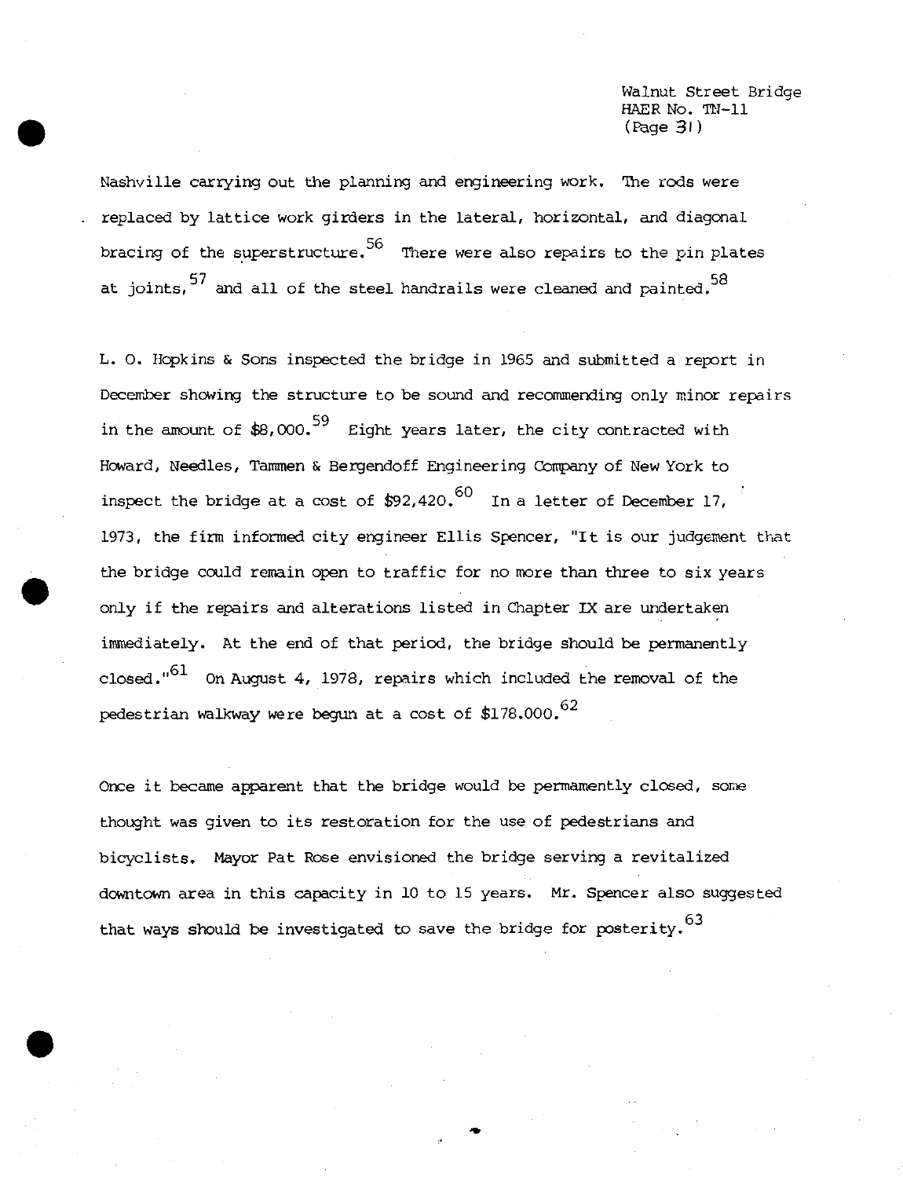Nashville carrying out the planning and engineering work. The rods were replaced by lattice work girders in the lateral, horizontal, and diagonal bracing of the superstructure.[56] There were also repairs to the pin plates at joints,[57] and all of the steel handrails were cleaned and painted.[58]

L. O. Hopkins & Sons inspected the bridge in 1965 and submitted a report in December showing the structure to be sound and recommending only minor repairs in the amount of $8,000.[59] Eight years later, the city contracted with Howard, Needles, Tammen & Bergendoff Engineering Company of New York to inspect the bridge at a cost of $92,420.[60] In a letter of December 17, 1973, the firm informed city engineer Ellis Spencer, "It is our judgement that the bridge could remain open to traffic for no more than three to six years only if the repairs and alterations listed in Chapter IX are undertaken immediately. At the end of that period, the bridge should be permanently closed."[61] On August 4, 1978, repairs which included the removal of the pedestrian walkway were begun at a cost of $178.000.[62]

Once it became apparent that the bridge would be permanently closed, some thought was given to its restoration for the use of pedestrians and bicyclists. Mayor Pat Rose envisioned the bridge serving a revitalized downtown area in this capacity in 10 to 15 years. Mr. Spencer also suggested that ways should be investigated to save the bridge for posterity.[63]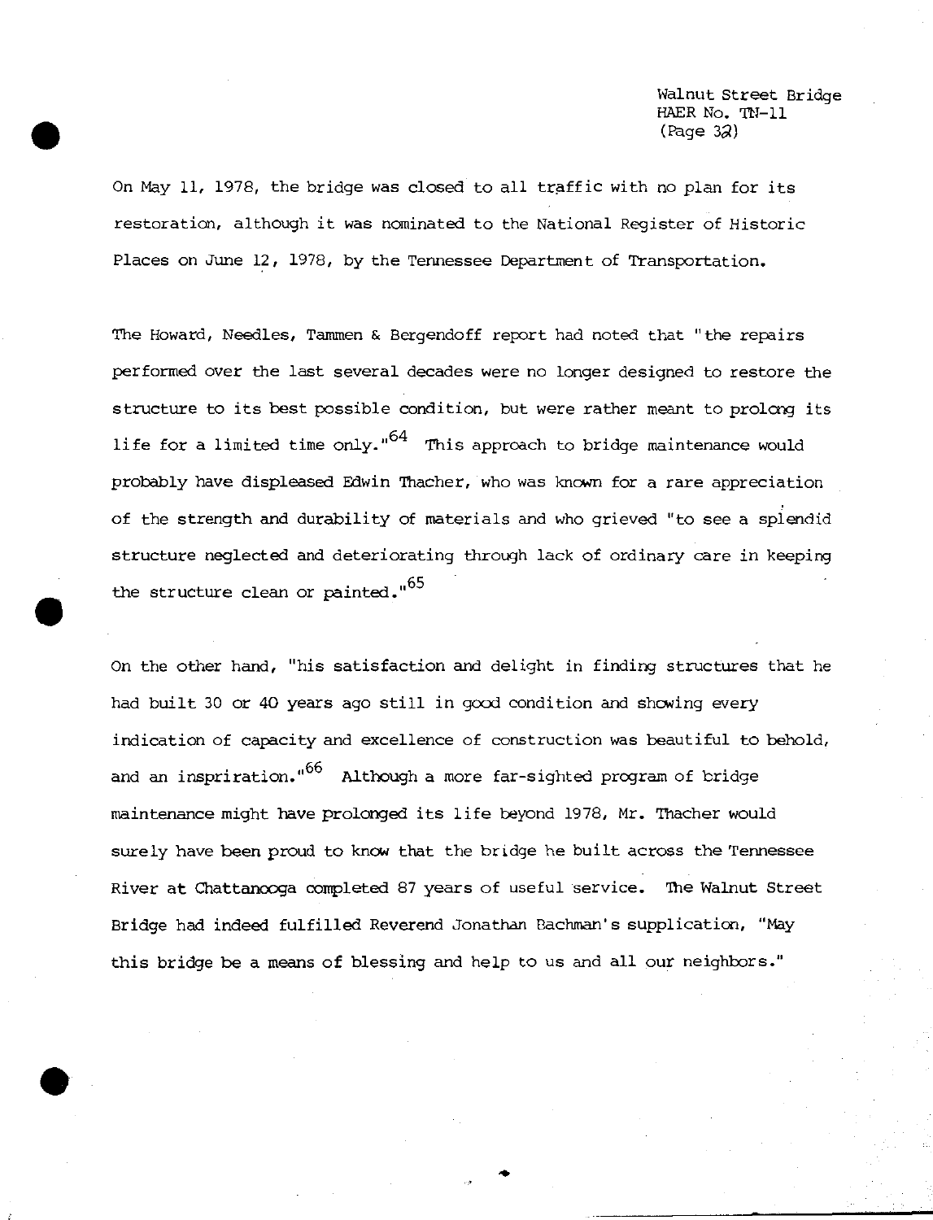On May 11, 1978, the bridge was closed to all traffic with no plan for its restoration, although it was nominated to the National Register of Historic Places on June 12, 1978, by the Tennessee Department of Transportation.

The Howard, Needles, Tammen & Bergendoff report had noted that "the repairs performed over the last several decades were no longer designed to restore the structure to its best possible condition, but were rather meant to prolong its life for a limited time only."[64] This approach to bridge maintenance would probably have displeased Edwin Thacher, who was known for a rare appreciation of the strength and durability of materials and who grieved "to see a splendid structure neglected and deteriorating through lack of ordinary care in keeping the structure clean or painted."[65]

On the other hand, "his satisfaction and delight in finding structures that he had built 30 or 40 years ago still in good condition and showing every indication of capacity and excellence of construction was beautiful to behold, and an inspriration."[66] Although a more far-sighted program of bridge maintenance might have prolonged its life beyond 1978, Mr. Thacher would surely have been proud to know that the bridge he built across the Tennessee River at Chattanooga completed 87 years of useful service. The Walnut Street Bridge had indeed fulfilled Reverend Jonathan Bachman's supplication, "May this bridge be a means of blessing and help to us and all our neighbors."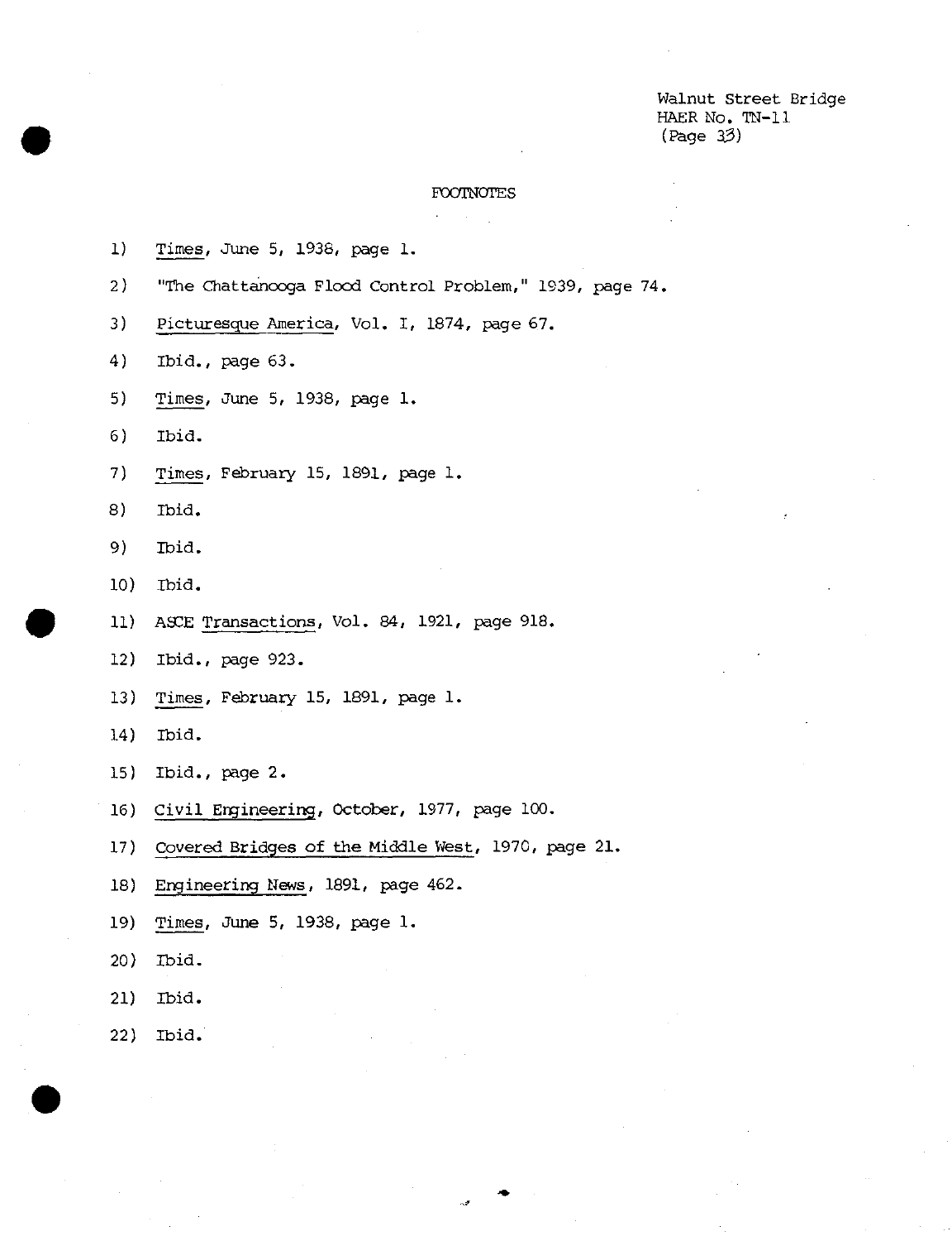## FOOTNOTES

1) *Times*, June 5, 1938, page 1.

2) "The Chattanooga Flood Control Problem," 1939, page 74.

3) *Picturesque America*, Vol. I, 1874, page 67.

4) Ibid., page 63.

5) *Times*, June 5, 1938, page 1.

6) Ibid.

7) *Times*, February 15, 1891, page 1.

8) Ibid.

9) Ibid.

10) Ibid.

11) ASCE *Transactions*, Vol. 84, 1921, page 918.

12) Ibid., page 923.

13) *Times*, February 15, 1891, page 1.

14) Ibid.

15) Ibid., page 2.

16) *Civil Engineering*, October, 1977, page 100.

17) *Covered Bridges of the Middle West*, 1970, page 21.

18) *Engineering News*, 1891, page 462.

19) *Times*, June 5, 1938, page 1.

20) Ibid.

21) Ibid.

22) Ibid.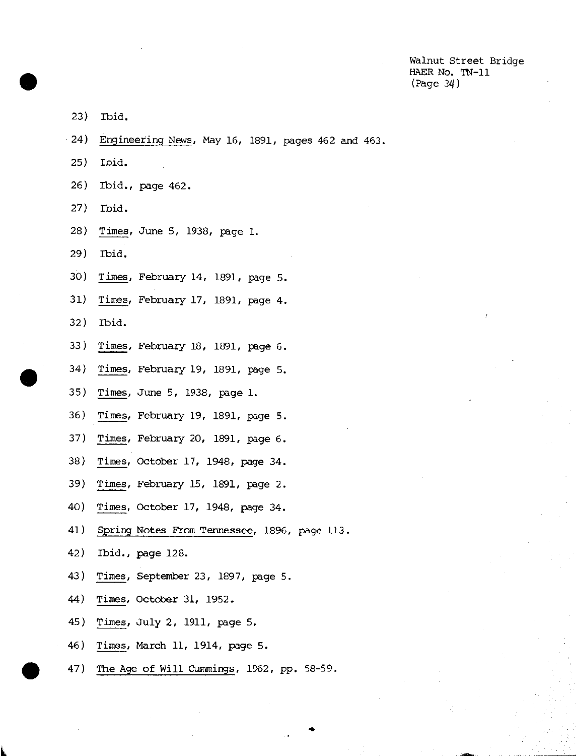23) Ibid.

24) Engineering News, May 16, 1891, pages 462 and 463.

25) Ibid.

26) Ibid., page 462.

27) Ibid.

28) Times, June 5, 1938, page 1.

29) Ibid.

30) Times, February 14, 1891, page 5.

31) Times, February 17, 1891, page 4.

32) Ibid.

33) Times, February 18, 1891, page 6.

34) Times, February 19, 1891, page 5.

35) Times, June 5, 1938, page 1.

36) Times, February 19, 1891, page 5.

37) Times, February 20, 1891, page 6.

38) Times, October 17, 1948, page 34.

39) Times, February 15, 1891, page 2.

40) Times, October 17, 1948, page 34.

41) Spring Notes From Tennessee, 1896, page 113.

42) Ibid., page 128.

43) Times, September 23, 1897, page 5.

44) Times, October 31, 1952.

45) Times, July 2, 1911, page 5.

46) Times, March 11, 1914, page 5.

47) The Age of Will Cummings, 1962, pp. 58-59.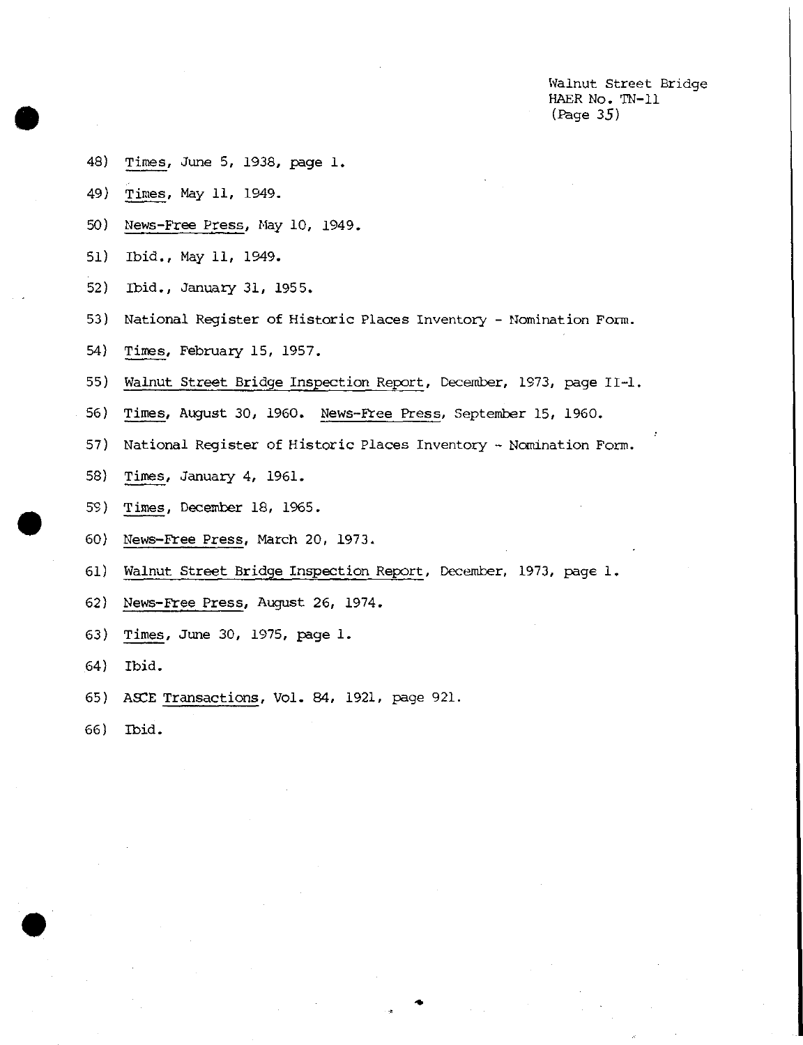48) Times, June 5, 1938, page 1.

49) Times, May 11, 1949.

50) News-Free Press, May 10, 1949.

51) Ibid., May 11, 1949.

52) Ibid., January 31, 1955.

53) National Register of Historic Places Inventory - Nomination Form.

54) Times, February 15, 1957.

55) Walnut Street Bridge Inspection Report, December, 1973, page II-1.

56) Times, August 30, 1960. News-Free Press, September 15, 1960.

57) National Register of Historic Places Inventory - Nomination Form.

58) Times, January 4, 1961.

59) Times, December 18, 1965.

60) News-Free Press, March 20, 1973.

61) Walnut Street Bridge Inspection Report, December, 1973, page 1.

62) News-Free Press, August 26, 1974.

63) Times, June 30, 1975, page 1.

64) Ibid.

65) ASCE Transactions, Vol. 84, 1921, page 921.

66) Ibid.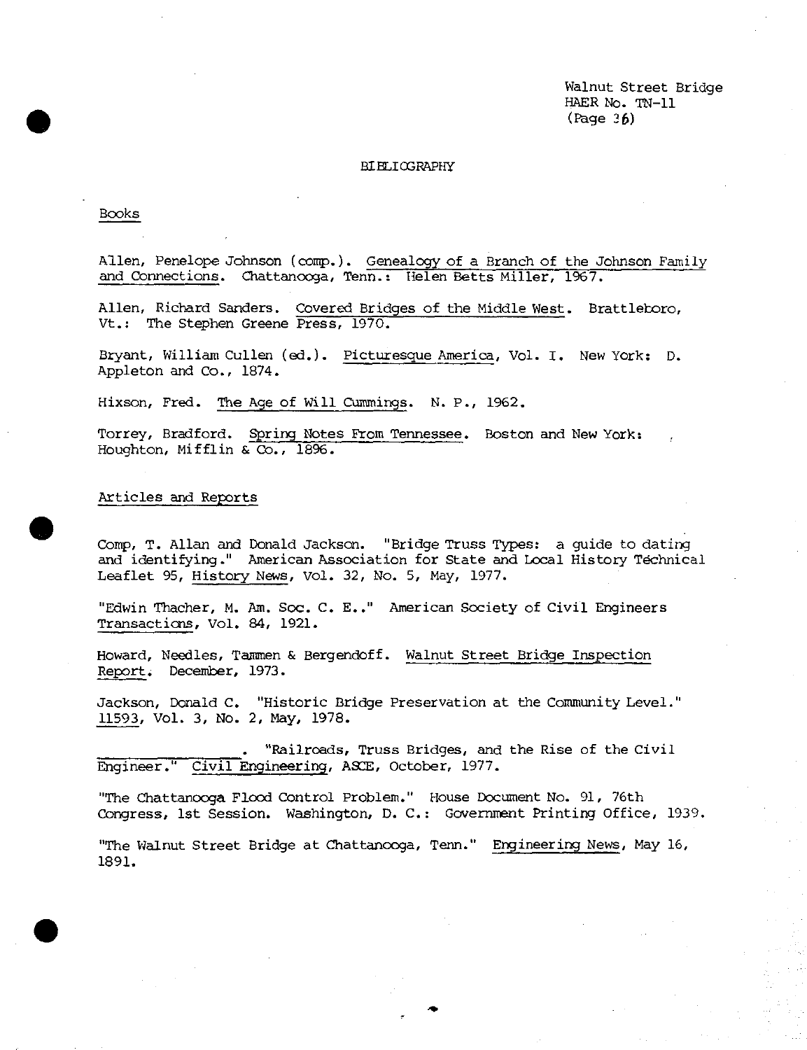# BIBLIOGRAPHY

## Books

Allen, Penelope Johnson (comp.). Genealogy of a Branch of the Johnson Family and Connections. Chattanooga, Tenn.: Helen Betts Miller, 1967.

Allen, Richard Sanders. Covered Bridges of the Middle West. Brattleboro, Vt.: The Stephen Greene Press, 1970.

Bryant, William Cullen (ed.). Picturesque America, Vol. I. New York: D. Appleton and Co., 1874.

Hixson, Fred. The Age of Will Cummings. N. P., 1962.

Torrey, Bradford. Spring Notes From Tennessee. Boston and New York: Houghton, Mifflin & Co., 1896.

## Articles and Reports

Comp, T. Allan and Donald Jackson. "Bridge Truss Types: a guide to dating and identifying." American Association for State and Local History Technical Leaflet 95, History News, Vol. 32, No. 5, May, 1977.

"Edwin Thacher, M. Am. Soc. C. E.." American Society of Civil Engineers Transactions, Vol. 84, 1921.

Howard, Needles, Tammen & Bergendoff. Walnut Street Bridge Inspection Report. December, 1973.

Jackson, Donald C. "Historic Bridge Preservation at the Community Level." 11593, Vol. 3, No. 2, May, 1978.

\_\_\_\_\_\_\_\_\_\_\_\_\_\_\_\_. "Railroads, Truss Bridges, and the Rise of the Civil Engineer." Civil Engineering, ASCE, October, 1977.

"The Chattanooga Flood Control Problem." House Document No. 91, 76th Congress, 1st Session. Washington, D. C.: Government Printing Office, 1939.

"The Walnut Street Bridge at Chattanooga, Tenn." Engineering News, May 16, 1891.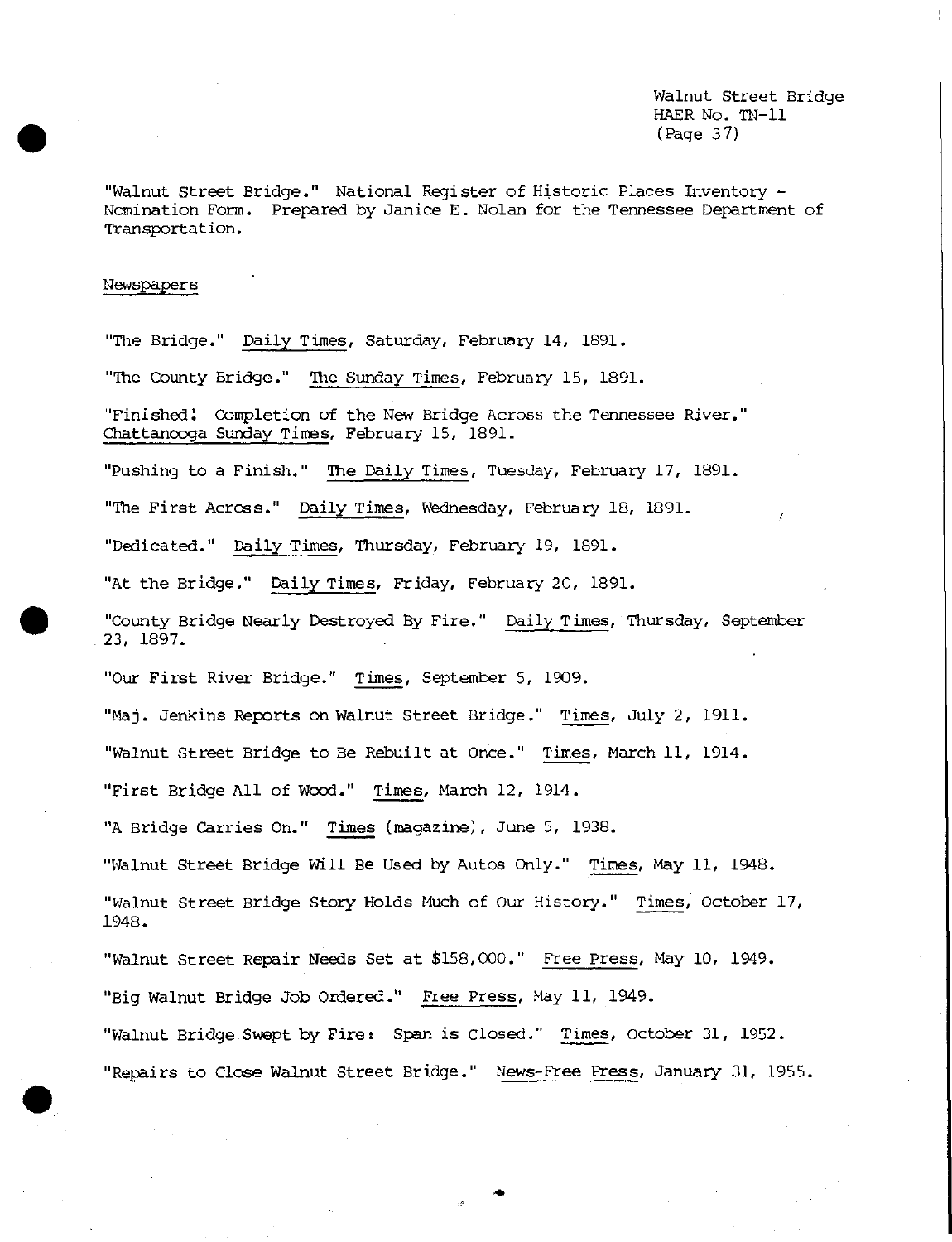"Walnut Street Bridge." National Register of Historic Places Inventory - Nomination Form. Prepared by Janice E. Nolan for the Tennessee Department of Transportation.

## Newspapers

"The Bridge." Daily Times, Saturday, February 14, 1891.

"The County Bridge." The Sunday Times, February 15, 1891.

"Finished! Completion of the New Bridge Across the Tennessee River." Chattanooga Sunday Times, February 15, 1891.

"Pushing to a Finish." The Daily Times, Tuesday, February 17, 1891.

"The First Across." Daily Times, Wednesday, February 18, 1891.

"Dedicated." Daily Times, Thursday, February 19, 1891.

"At the Bridge." Daily Times, Friday, February 20, 1891.

"County Bridge Nearly Destroyed By Fire." Daily Times, Thursday, September 23, 1897.

"Our First River Bridge." Times, September 5, 1909.

"Maj. Jenkins Reports on Walnut Street Bridge." Times, July 2, 1911.

"Walnut Street Bridge to Be Rebuilt at Once." Times, March 11, 1914.

"First Bridge All of Wood." Times, March 12, 1914.

"A Bridge Carries On." Times (magazine), June 5, 1938.

"Walnut Street Bridge Will Be Used by Autos Only." Times, May 11, 1948.

"Walnut Street Bridge Story Holds Much of Our History." Times, October 17, 1948.

"Walnut Street Repair Needs Set at $158,000." Free Press, May 10, 1949.

"Big Walnut Bridge Job Ordered." Free Press, May 11, 1949.

"Walnut Bridge Swept by Fire: Span is Closed." Times, October 31, 1952.

"Repairs to Close Walnut Street Bridge." News-Free Press, January 31, 1955.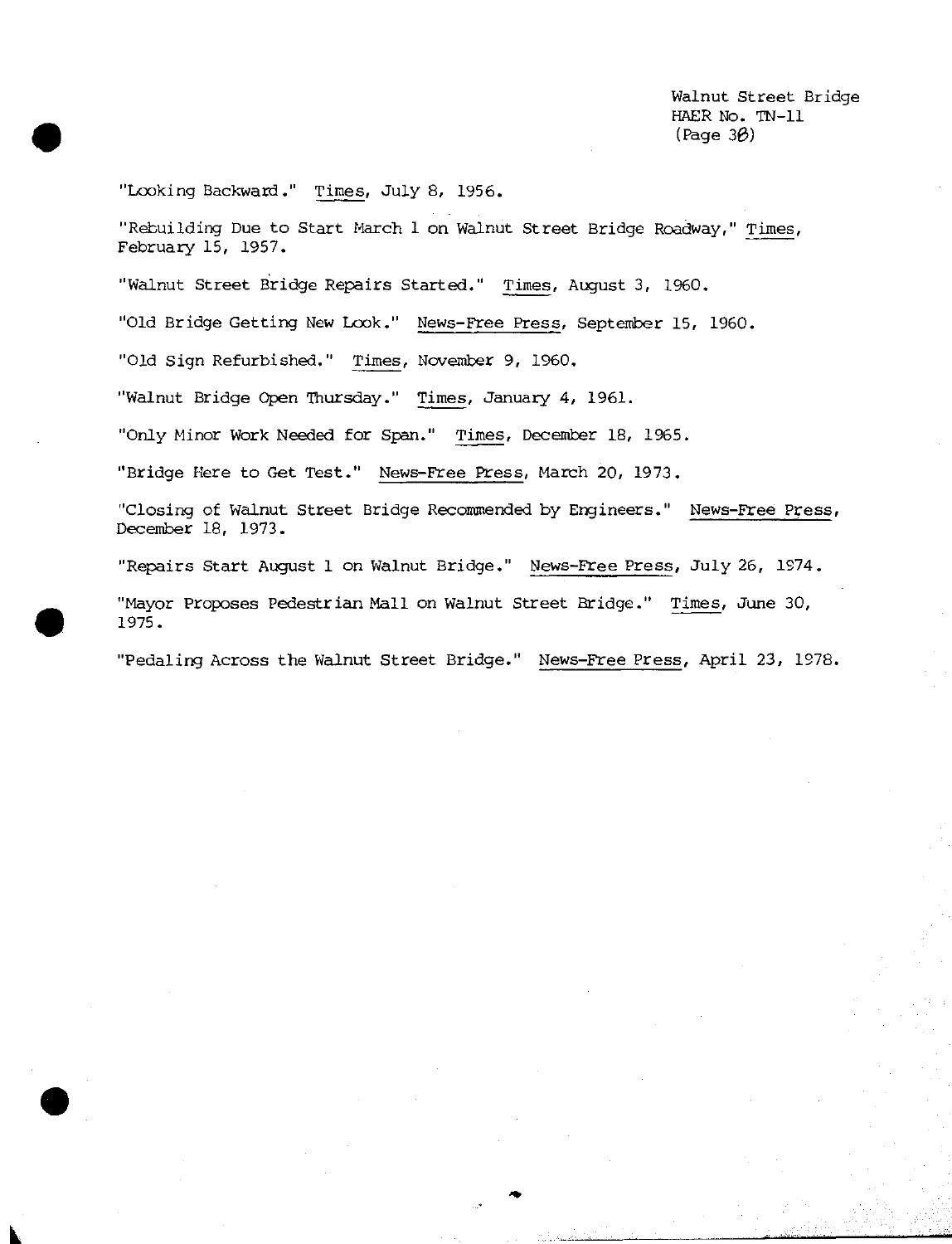"Looking Backward." Times, July 8, 1956.

"Rebuilding Due to Start March 1 on Walnut Street Bridge Roadway," Times, February 15, 1957.

"Walnut Street Bridge Repairs Started." Times, August 3, 1960.

"Old Bridge Getting New Look." News-Free Press, September 15, 1960.

"Old Sign Refurbished." Times, November 9, 1960.

"Walnut Bridge Open Thursday." Times, January 4, 1961.

"Only Minor Work Needed for Span." Times, December 18, 1965.

"Bridge Here to Get Test." News-Free Press, March 20, 1973.

"Closing of Walnut Street Bridge Recommended by Engineers." News-Free Press, December 18, 1973.

"Repairs Start August 1 on Walnut Bridge." News-Free Press, July 26, 1974.

"Mayor Proposes Pedestrian Mall on Walnut Street Bridge." Times, June 30, 1975.

"Pedaling Across the Walnut Street Bridge." News-Free Press, April 23, 1978.